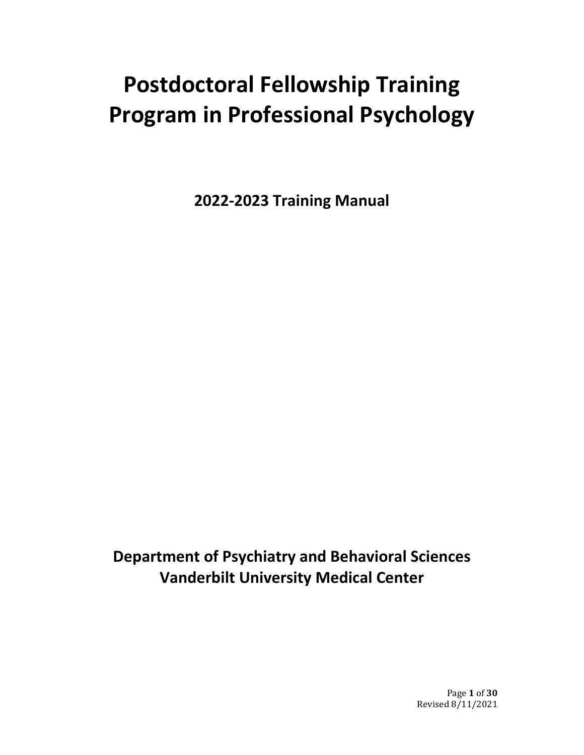# Postdoctoral Fellowship Training Program in Professional Psychology

## 2022-2023 Training Manual

**Department of Psychiatry and Behavioral Sciences**
**Vanderbilt University Medical Center**

Revised 8/11/2021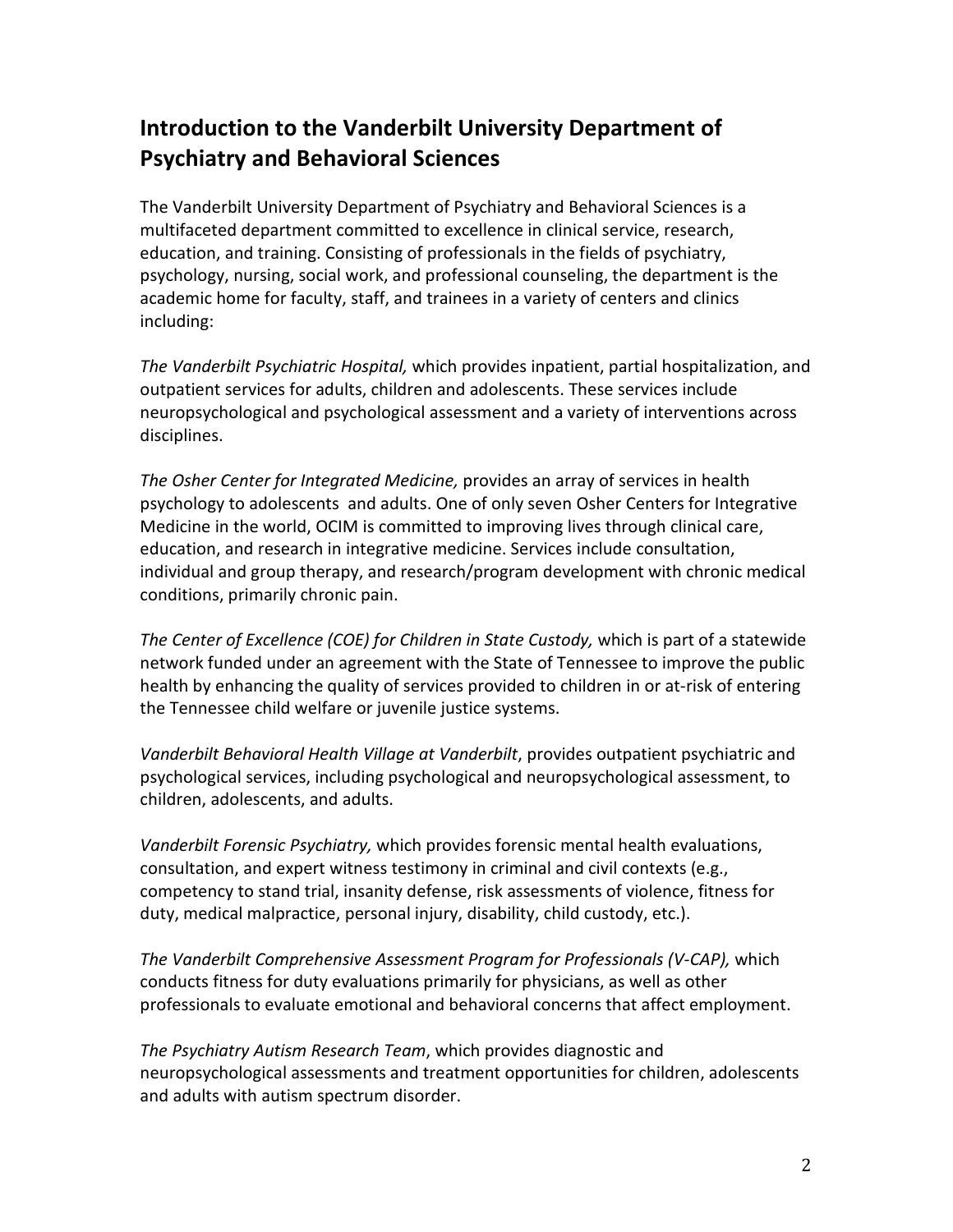## Introduction to the Vanderbilt University Department of Psychiatry and Behavioral Sciences

The Vanderbilt University Department of Psychiatry and Behavioral Sciences is a multifaceted department committed to excellence in clinical service, research, education, and training. Consisting of professionals in the fields of psychiatry, psychology, nursing, social work, and professional counseling, the department is the academic home for faculty, staff, and trainees in a variety of centers and clinics including:

*The Vanderbilt Psychiatric Hospital,* which provides inpatient, partial hospitalization, and outpatient services for adults, children and adolescents. These services include neuropsychological and psychological assessment and a variety of interventions across disciplines.

*The Osher Center for Integrated Medicine,* provides an array of services in health psychology to adolescents and adults. One of only seven Osher Centers for Integrative Medicine in the world, OCIM is committed to improving lives through clinical care, education, and research in integrative medicine. Services include consultation, individual and group therapy, and research/program development with chronic medical conditions, primarily chronic pain.

*The Center of Excellence (COE) for Children in State Custody,* which is part of a statewide network funded under an agreement with the State of Tennessee to improve the public health by enhancing the quality of services provided to children in or at-risk of entering the Tennessee child welfare or juvenile justice systems.

*Vanderbilt Behavioral Health Village at Vanderbilt*, provides outpatient psychiatric and psychological services, including psychological and neuropsychological assessment, to children, adolescents, and adults.

*Vanderbilt Forensic Psychiatry,* which provides forensic mental health evaluations, consultation, and expert witness testimony in criminal and civil contexts (e.g., competency to stand trial, insanity defense, risk assessments of violence, fitness for duty, medical malpractice, personal injury, disability, child custody, etc.).

*The Vanderbilt Comprehensive Assessment Program for Professionals (V-CAP),* which conducts fitness for duty evaluations primarily for physicians, as well as other professionals to evaluate emotional and behavioral concerns that affect employment.

*The Psychiatry Autism Research Team*, which provides diagnostic and neuropsychological assessments and treatment opportunities for children, adolescents and adults with autism spectrum disorder.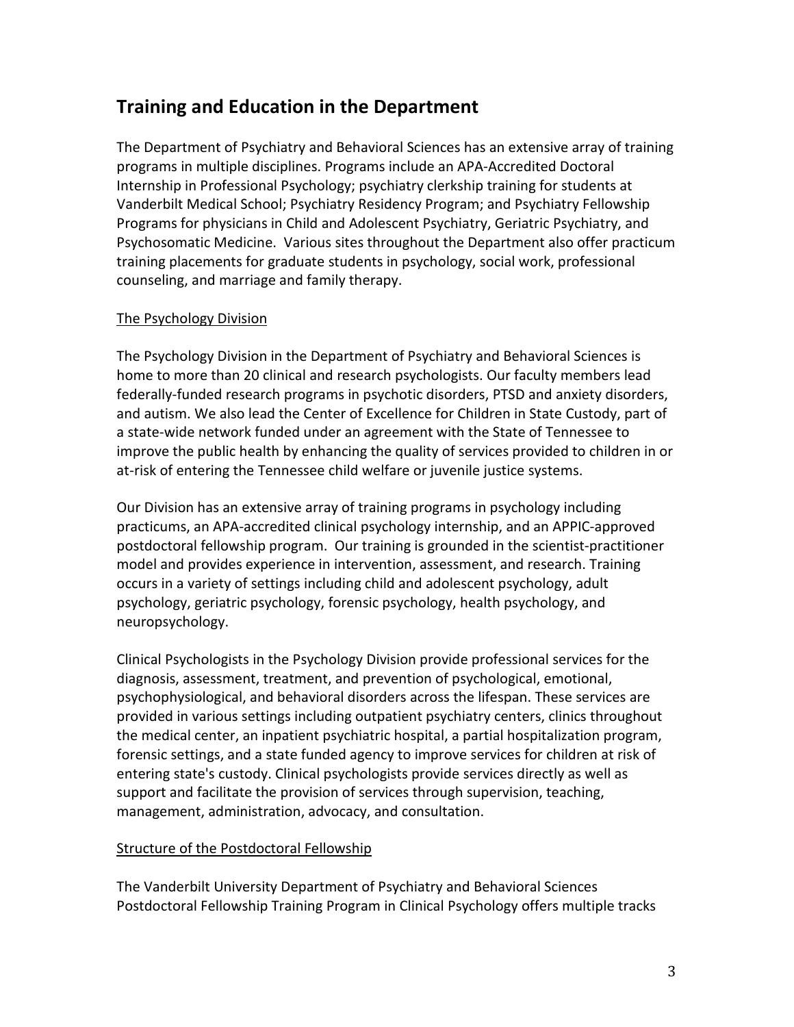## Training and Education in the Department

The Department of Psychiatry and Behavioral Sciences has an extensive array of training programs in multiple disciplines. Programs include an APA-Accredited Doctoral Internship in Professional Psychology; psychiatry clerkship training for students at Vanderbilt Medical School; Psychiatry Residency Program; and Psychiatry Fellowship Programs for physicians in Child and Adolescent Psychiatry, Geriatric Psychiatry, and Psychosomatic Medicine. Various sites throughout the Department also offer practicum training placements for graduate students in psychology, social work, professional counseling, and marriage and family therapy.

<u>The Psychology Division</u>

The Psychology Division in the Department of Psychiatry and Behavioral Sciences is home to more than 20 clinical and research psychologists. Our faculty members lead federally-funded research programs in psychotic disorders, PTSD and anxiety disorders, and autism. We also lead the Center of Excellence for Children in State Custody, part of a state-wide network funded under an agreement with the State of Tennessee to improve the public health by enhancing the quality of services provided to children in or at-risk of entering the Tennessee child welfare or juvenile justice systems.

Our Division has an extensive array of training programs in psychology including practicums, an APA-accredited clinical psychology internship, and an APPIC-approved postdoctoral fellowship program. Our training is grounded in the scientist-practitioner model and provides experience in intervention, assessment, and research. Training occurs in a variety of settings including child and adolescent psychology, adult psychology, geriatric psychology, forensic psychology, health psychology, and neuropsychology.

Clinical Psychologists in the Psychology Division provide professional services for the diagnosis, assessment, treatment, and prevention of psychological, emotional, psychophysiological, and behavioral disorders across the lifespan. These services are provided in various settings including outpatient psychiatry centers, clinics throughout the medical center, an inpatient psychiatric hospital, a partial hospitalization program, forensic settings, and a state funded agency to improve services for children at risk of entering state's custody. Clinical psychologists provide services directly as well as support and facilitate the provision of services through supervision, teaching, management, administration, advocacy, and consultation.

<u>Structure of the Postdoctoral Fellowship</u>

The Vanderbilt University Department of Psychiatry and Behavioral Sciences Postdoctoral Fellowship Training Program in Clinical Psychology offers multiple tracks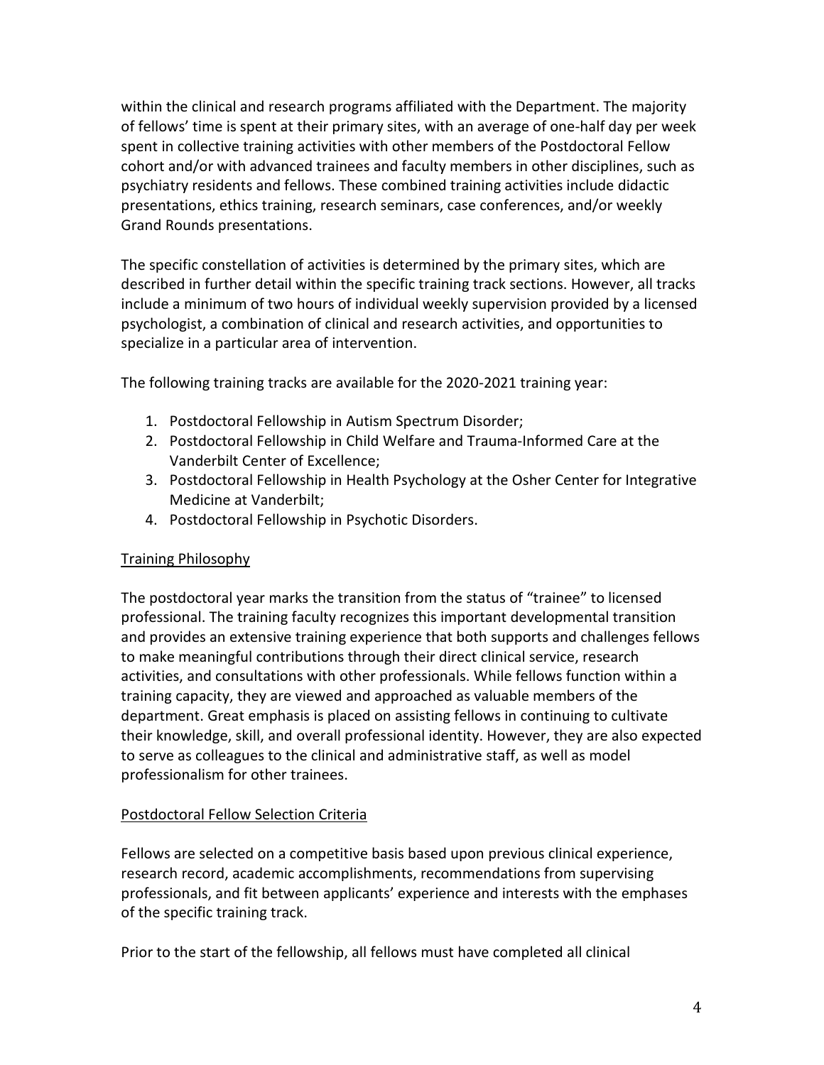within the clinical and research programs affiliated with the Department. The majority of fellows' time is spent at their primary sites, with an average of one-half day per week spent in collective training activities with other members of the Postdoctoral Fellow cohort and/or with advanced trainees and faculty members in other disciplines, such as psychiatry residents and fellows. These combined training activities include didactic presentations, ethics training, research seminars, case conferences, and/or weekly Grand Rounds presentations.

The specific constellation of activities is determined by the primary sites, which are described in further detail within the specific training track sections. However, all tracks include a minimum of two hours of individual weekly supervision provided by a licensed psychologist, a combination of clinical and research activities, and opportunities to specialize in a particular area of intervention.

The following training tracks are available for the 2020-2021 training year:

1. Postdoctoral Fellowship in Autism Spectrum Disorder;
2. Postdoctoral Fellowship in Child Welfare and Trauma-Informed Care at the Vanderbilt Center of Excellence;
3. Postdoctoral Fellowship in Health Psychology at the Osher Center for Integrative Medicine at Vanderbilt;
4. Postdoctoral Fellowship in Psychotic Disorders.

## Training Philosophy

The postdoctoral year marks the transition from the status of "trainee" to licensed professional. The training faculty recognizes this important developmental transition and provides an extensive training experience that both supports and challenges fellows to make meaningful contributions through their direct clinical service, research activities, and consultations with other professionals. While fellows function within a training capacity, they are viewed and approached as valuable members of the department. Great emphasis is placed on assisting fellows in continuing to cultivate their knowledge, skill, and overall professional identity. However, they are also expected to serve as colleagues to the clinical and administrative staff, as well as model professionalism for other trainees.

## Postdoctoral Fellow Selection Criteria

Fellows are selected on a competitive basis based upon previous clinical experience, research record, academic accomplishments, recommendations from supervising professionals, and fit between applicants' experience and interests with the emphases of the specific training track.

Prior to the start of the fellowship, all fellows must have completed all clinical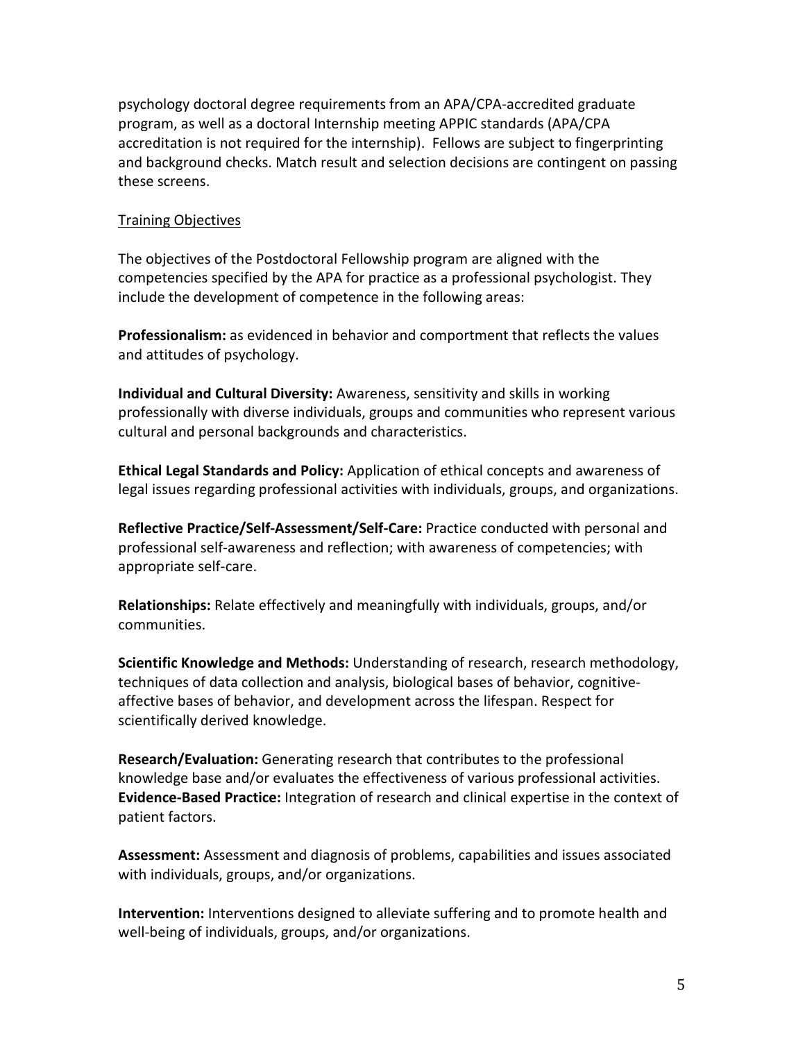psychology doctoral degree requirements from an APA/CPA-accredited graduate program, as well as a doctoral Internship meeting APPIC standards (APA/CPA accreditation is not required for the internship). Fellows are subject to fingerprinting and background checks. Match result and selection decisions are contingent on passing these screens.

## Training Objectives

The objectives of the Postdoctoral Fellowship program are aligned with the competencies specified by the APA for practice as a professional psychologist. They include the development of competence in the following areas:

**Professionalism:** as evidenced in behavior and comportment that reflects the values and attitudes of psychology.

**Individual and Cultural Diversity:** Awareness, sensitivity and skills in working professionally with diverse individuals, groups and communities who represent various cultural and personal backgrounds and characteristics.

**Ethical Legal Standards and Policy:** Application of ethical concepts and awareness of legal issues regarding professional activities with individuals, groups, and organizations.

**Reflective Practice/Self-Assessment/Self-Care:** Practice conducted with personal and professional self-awareness and reflection; with awareness of competencies; with appropriate self-care.

**Relationships:** Relate effectively and meaningfully with individuals, groups, and/or communities.

**Scientific Knowledge and Methods:** Understanding of research, research methodology, techniques of data collection and analysis, biological bases of behavior, cognitive-affective bases of behavior, and development across the lifespan. Respect for scientifically derived knowledge.

**Research/Evaluation:** Generating research that contributes to the professional knowledge base and/or evaluates the effectiveness of various professional activities.
**Evidence-Based Practice:** Integration of research and clinical expertise in the context of patient factors.

**Assessment:** Assessment and diagnosis of problems, capabilities and issues associated with individuals, groups, and/or organizations.

**Intervention:** Interventions designed to alleviate suffering and to promote health and well-being of individuals, groups, and/or organizations.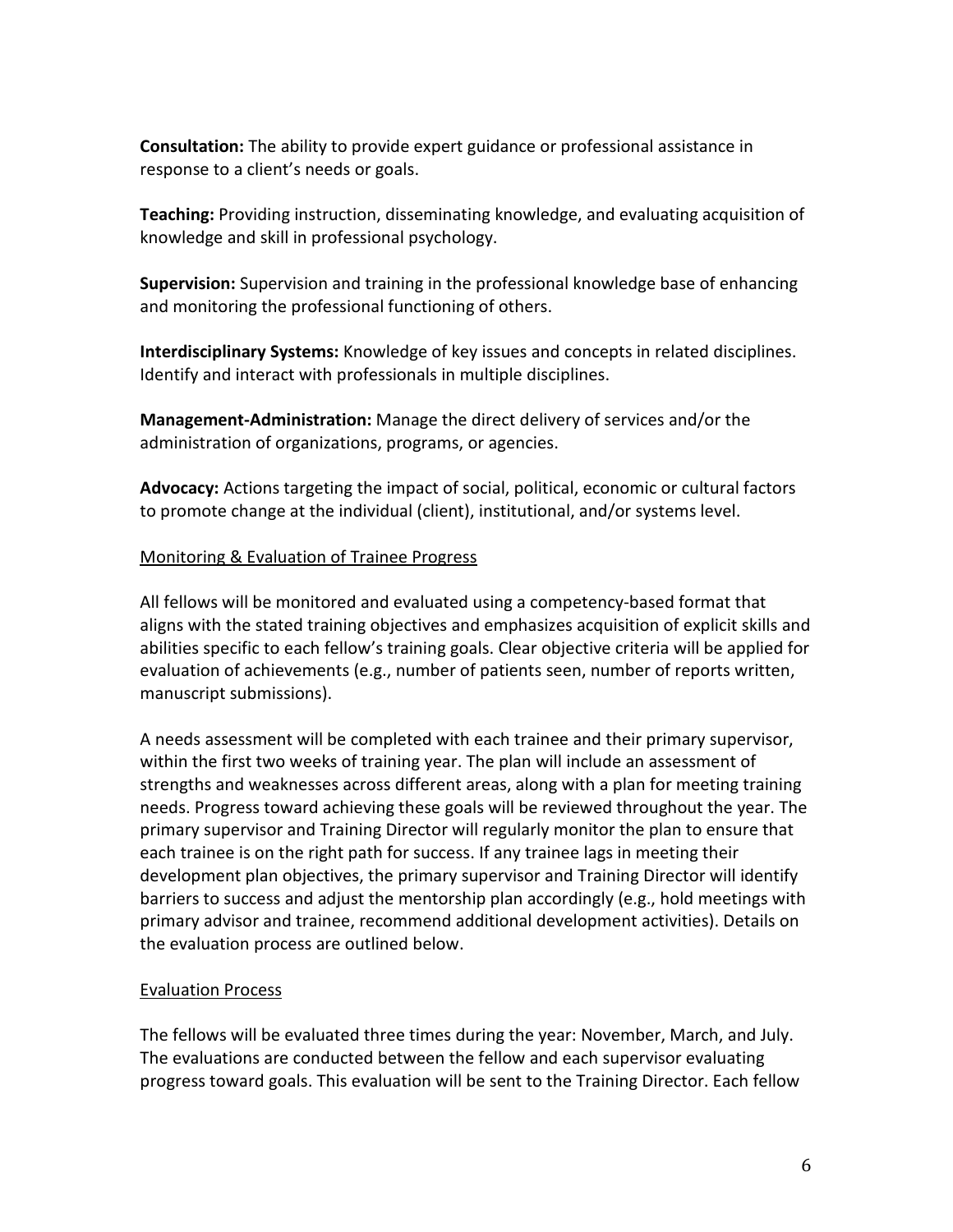**Consultation:** The ability to provide expert guidance or professional assistance in response to a client's needs or goals.

**Teaching:** Providing instruction, disseminating knowledge, and evaluating acquisition of knowledge and skill in professional psychology.

**Supervision:** Supervision and training in the professional knowledge base of enhancing and monitoring the professional functioning of others.

**Interdisciplinary Systems:** Knowledge of key issues and concepts in related disciplines. Identify and interact with professionals in multiple disciplines.

**Management-Administration:** Manage the direct delivery of services and/or the administration of organizations, programs, or agencies.

**Advocacy:** Actions targeting the impact of social, political, economic or cultural factors to promote change at the individual (client), institutional, and/or systems level.

<u>Monitoring & Evaluation of Trainee Progress</u>

All fellows will be monitored and evaluated using a competency-based format that aligns with the stated training objectives and emphasizes acquisition of explicit skills and abilities specific to each fellow's training goals. Clear objective criteria will be applied for evaluation of achievements (e.g., number of patients seen, number of reports written, manuscript submissions).

A needs assessment will be completed with each trainee and their primary supervisor, within the first two weeks of training year. The plan will include an assessment of strengths and weaknesses across different areas, along with a plan for meeting training needs. Progress toward achieving these goals will be reviewed throughout the year. The primary supervisor and Training Director will regularly monitor the plan to ensure that each trainee is on the right path for success. If any trainee lags in meeting their development plan objectives, the primary supervisor and Training Director will identify barriers to success and adjust the mentorship plan accordingly (e.g., hold meetings with primary advisor and trainee, recommend additional development activities). Details on the evaluation process are outlined below.

<u>Evaluation Process</u>

The fellows will be evaluated three times during the year: November, March, and July. The evaluations are conducted between the fellow and each supervisor evaluating progress toward goals. This evaluation will be sent to the Training Director. Each fellow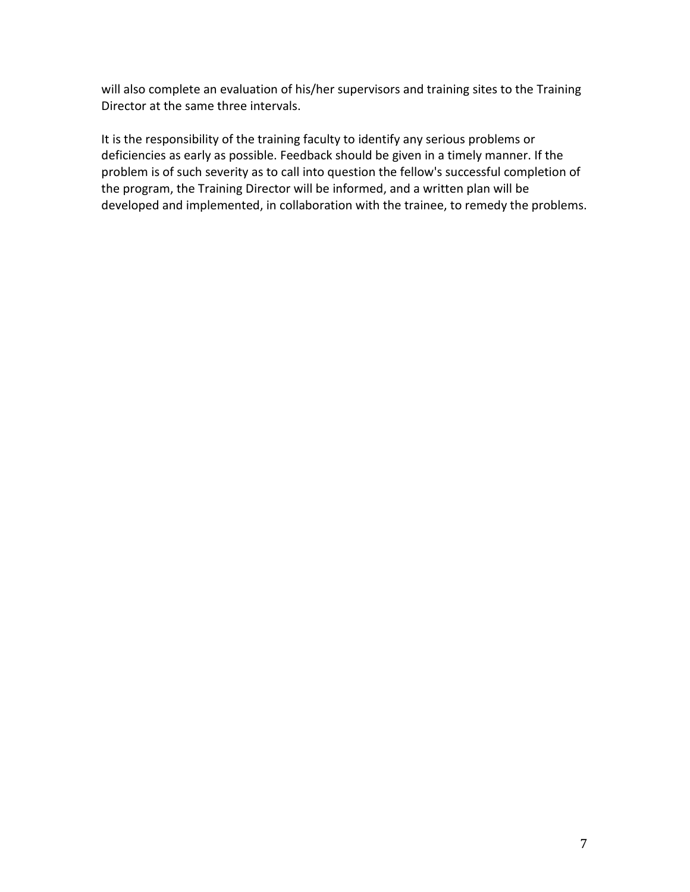will also complete an evaluation of his/her supervisors and training sites to the Training Director at the same three intervals.

It is the responsibility of the training faculty to identify any serious problems or deficiencies as early as possible. Feedback should be given in a timely manner. If the problem is of such severity as to call into question the fellow's successful completion of the program, the Training Director will be informed, and a written plan will be developed and implemented, in collaboration with the trainee, to remedy the problems.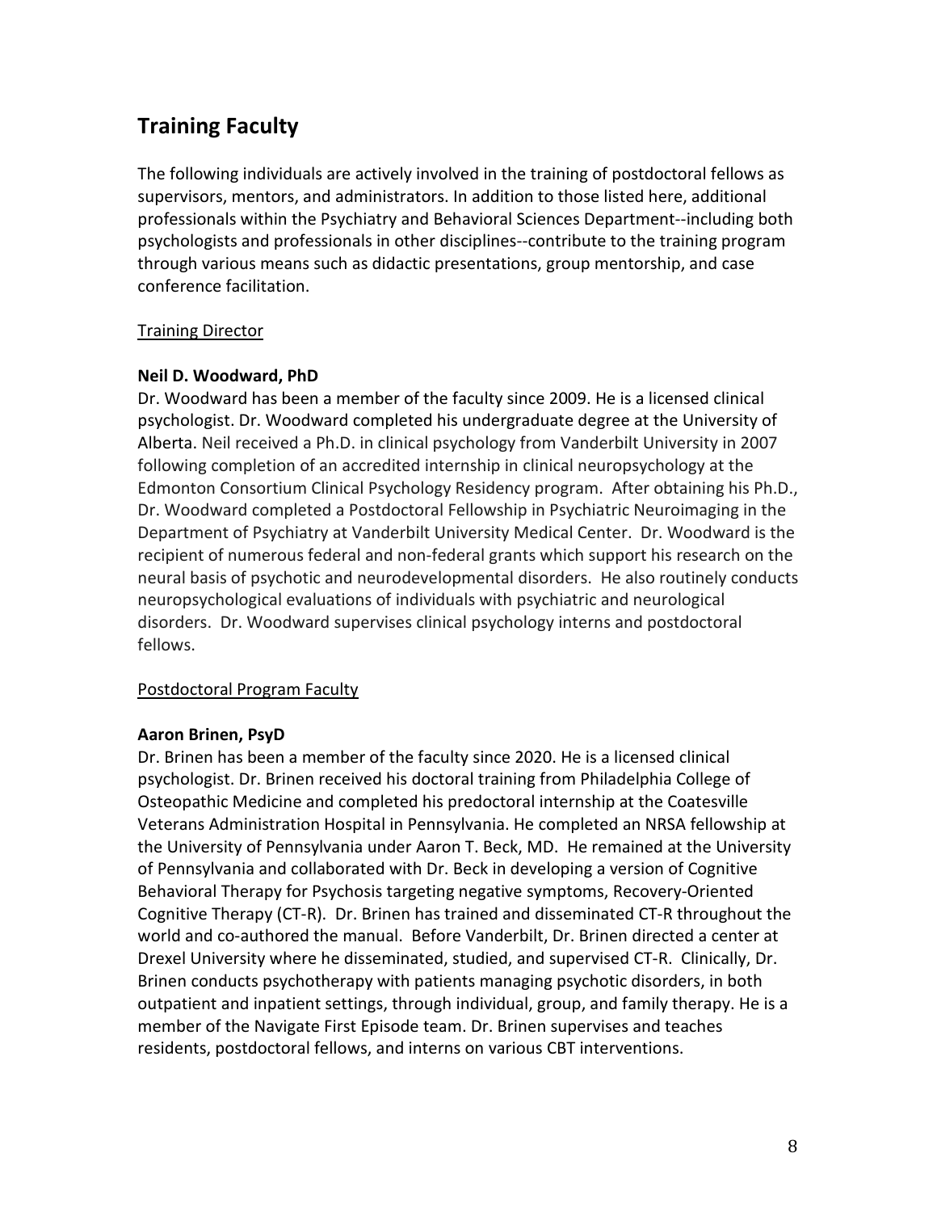## Training Faculty

The following individuals are actively involved in the training of postdoctoral fellows as supervisors, mentors, and administrators. In addition to those listed here, additional professionals within the Psychiatry and Behavioral Sciences Department--including both psychologists and professionals in other disciplines--contribute to the training program through various means such as didactic presentations, group mentorship, and case conference facilitation.

Training Director

**Neil D. Woodward, PhD**

Dr. Woodward has been a member of the faculty since 2009. He is a licensed clinical psychologist. Dr. Woodward completed his undergraduate degree at the University of Alberta. Neil received a Ph.D. in clinical psychology from Vanderbilt University in 2007 following completion of an accredited internship in clinical neuropsychology at the Edmonton Consortium Clinical Psychology Residency program. After obtaining his Ph.D., Dr. Woodward completed a Postdoctoral Fellowship in Psychiatric Neuroimaging in the Department of Psychiatry at Vanderbilt University Medical Center. Dr. Woodward is the recipient of numerous federal and non-federal grants which support his research on the neural basis of psychotic and neurodevelopmental disorders. He also routinely conducts neuropsychological evaluations of individuals with psychiatric and neurological disorders. Dr. Woodward supervises clinical psychology interns and postdoctoral fellows.

Postdoctoral Program Faculty

**Aaron Brinen, PsyD**

Dr. Brinen has been a member of the faculty since 2020. He is a licensed clinical psychologist. Dr. Brinen received his doctoral training from Philadelphia College of Osteopathic Medicine and completed his predoctoral internship at the Coatesville Veterans Administration Hospital in Pennsylvania. He completed an NRSA fellowship at the University of Pennsylvania under Aaron T. Beck, MD. He remained at the University of Pennsylvania and collaborated with Dr. Beck in developing a version of Cognitive Behavioral Therapy for Psychosis targeting negative symptoms, Recovery-Oriented Cognitive Therapy (CT-R). Dr. Brinen has trained and disseminated CT-R throughout the world and co-authored the manual. Before Vanderbilt, Dr. Brinen directed a center at Drexel University where he disseminated, studied, and supervised CT-R. Clinically, Dr. Brinen conducts psychotherapy with patients managing psychotic disorders, in both outpatient and inpatient settings, through individual, group, and family therapy. He is a member of the Navigate First Episode team. Dr. Brinen supervises and teaches residents, postdoctoral fellows, and interns on various CBT interventions.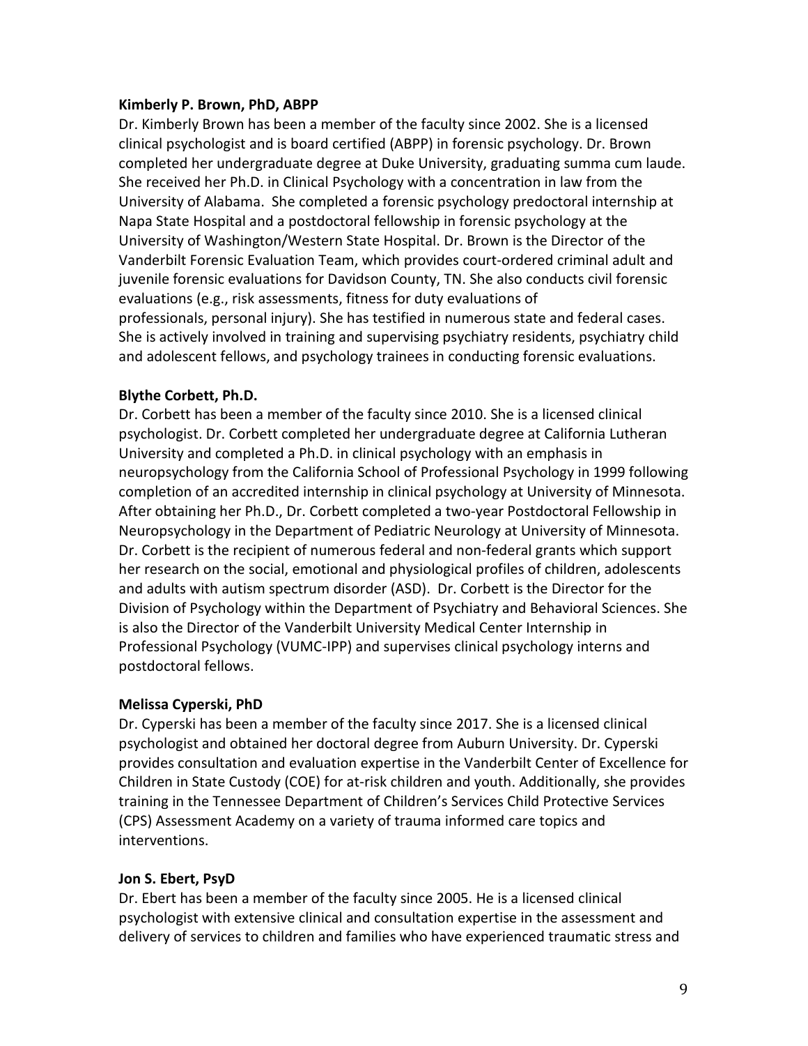**Kimberly P. Brown, PhD, ABPP**

Dr. Kimberly Brown has been a member of the faculty since 2002. She is a licensed clinical psychologist and is board certified (ABPP) in forensic psychology. Dr. Brown completed her undergraduate degree at Duke University, graduating summa cum laude. She received her Ph.D. in Clinical Psychology with a concentration in law from the University of Alabama. She completed a forensic psychology predoctoral internship at Napa State Hospital and a postdoctoral fellowship in forensic psychology at the University of Washington/Western State Hospital. Dr. Brown is the Director of the Vanderbilt Forensic Evaluation Team, which provides court-ordered criminal adult and juvenile forensic evaluations for Davidson County, TN. She also conducts civil forensic evaluations (e.g., risk assessments, fitness for duty evaluations of professionals, personal injury). She has testified in numerous state and federal cases. She is actively involved in training and supervising psychiatry residents, psychiatry child and adolescent fellows, and psychology trainees in conducting forensic evaluations.

**Blythe Corbett, Ph.D.**

Dr. Corbett has been a member of the faculty since 2010. She is a licensed clinical psychologist. Dr. Corbett completed her undergraduate degree at California Lutheran University and completed a Ph.D. in clinical psychology with an emphasis in neuropsychology from the California School of Professional Psychology in 1999 following completion of an accredited internship in clinical psychology at University of Minnesota. After obtaining her Ph.D., Dr. Corbett completed a two-year Postdoctoral Fellowship in Neuropsychology in the Department of Pediatric Neurology at University of Minnesota. Dr. Corbett is the recipient of numerous federal and non-federal grants which support her research on the social, emotional and physiological profiles of children, adolescents and adults with autism spectrum disorder (ASD). Dr. Corbett is the Director for the Division of Psychology within the Department of Psychiatry and Behavioral Sciences. She is also the Director of the Vanderbilt University Medical Center Internship in Professional Psychology (VUMC-IPP) and supervises clinical psychology interns and postdoctoral fellows.

**Melissa Cyperski, PhD**

Dr. Cyperski has been a member of the faculty since 2017. She is a licensed clinical psychologist and obtained her doctoral degree from Auburn University. Dr. Cyperski provides consultation and evaluation expertise in the Vanderbilt Center of Excellence for Children in State Custody (COE) for at-risk children and youth. Additionally, she provides training in the Tennessee Department of Children's Services Child Protective Services (CPS) Assessment Academy on a variety of trauma informed care topics and interventions.

**Jon S. Ebert, PsyD**

Dr. Ebert has been a member of the faculty since 2005. He is a licensed clinical psychologist with extensive clinical and consultation expertise in the assessment and delivery of services to children and families who have experienced traumatic stress and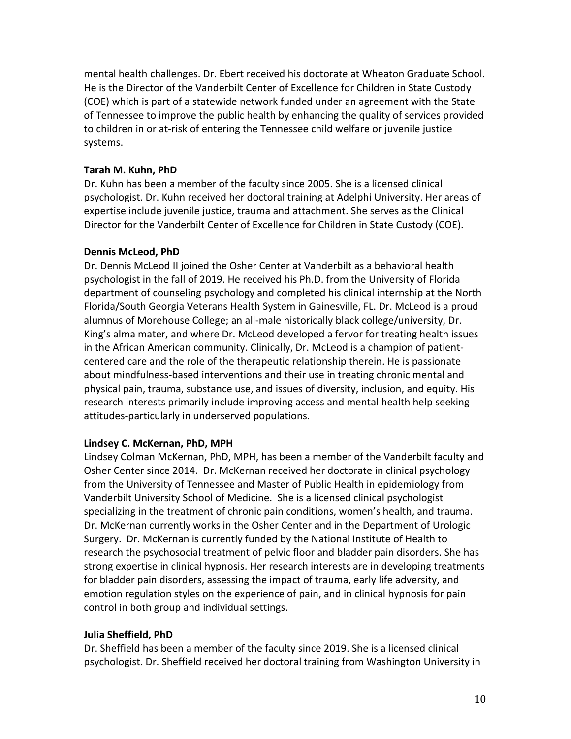mental health challenges. Dr. Ebert received his doctorate at Wheaton Graduate School. He is the Director of the Vanderbilt Center of Excellence for Children in State Custody (COE) which is part of a statewide network funded under an agreement with the State of Tennessee to improve the public health by enhancing the quality of services provided to children in or at-risk of entering the Tennessee child welfare or juvenile justice systems.

**Tarah M. Kuhn, PhD**

Dr. Kuhn has been a member of the faculty since 2005. She is a licensed clinical psychologist. Dr. Kuhn received her doctoral training at Adelphi University. Her areas of expertise include juvenile justice, trauma and attachment. She serves as the Clinical Director for the Vanderbilt Center of Excellence for Children in State Custody (COE).

**Dennis McLeod, PhD**

Dr. Dennis McLeod II joined the Osher Center at Vanderbilt as a behavioral health psychologist in the fall of 2019. He received his Ph.D. from the University of Florida department of counseling psychology and completed his clinical internship at the North Florida/South Georgia Veterans Health System in Gainesville, FL. Dr. McLeod is a proud alumnus of Morehouse College; an all-male historically black college/university, Dr. King's alma mater, and where Dr. McLeod developed a fervor for treating health issues in the African American community. Clinically, Dr. McLeod is a champion of patient-centered care and the role of the therapeutic relationship therein. He is passionate about mindfulness-based interventions and their use in treating chronic mental and physical pain, trauma, substance use, and issues of diversity, inclusion, and equity. His research interests primarily include improving access and mental health help seeking attitudes-particularly in underserved populations.

**Lindsey C. McKernan, PhD, MPH**

Lindsey Colman McKernan, PhD, MPH, has been a member of the Vanderbilt faculty and Osher Center since 2014. Dr. McKernan received her doctorate in clinical psychology from the University of Tennessee and Master of Public Health in epidemiology from Vanderbilt University School of Medicine. She is a licensed clinical psychologist specializing in the treatment of chronic pain conditions, women's health, and trauma. Dr. McKernan currently works in the Osher Center and in the Department of Urologic Surgery. Dr. McKernan is currently funded by the National Institute of Health to research the psychosocial treatment of pelvic floor and bladder pain disorders. She has strong expertise in clinical hypnosis. Her research interests are in developing treatments for bladder pain disorders, assessing the impact of trauma, early life adversity, and emotion regulation styles on the experience of pain, and in clinical hypnosis for pain control in both group and individual settings.

**Julia Sheffield, PhD**

Dr. Sheffield has been a member of the faculty since 2019. She is a licensed clinical psychologist. Dr. Sheffield received her doctoral training from Washington University in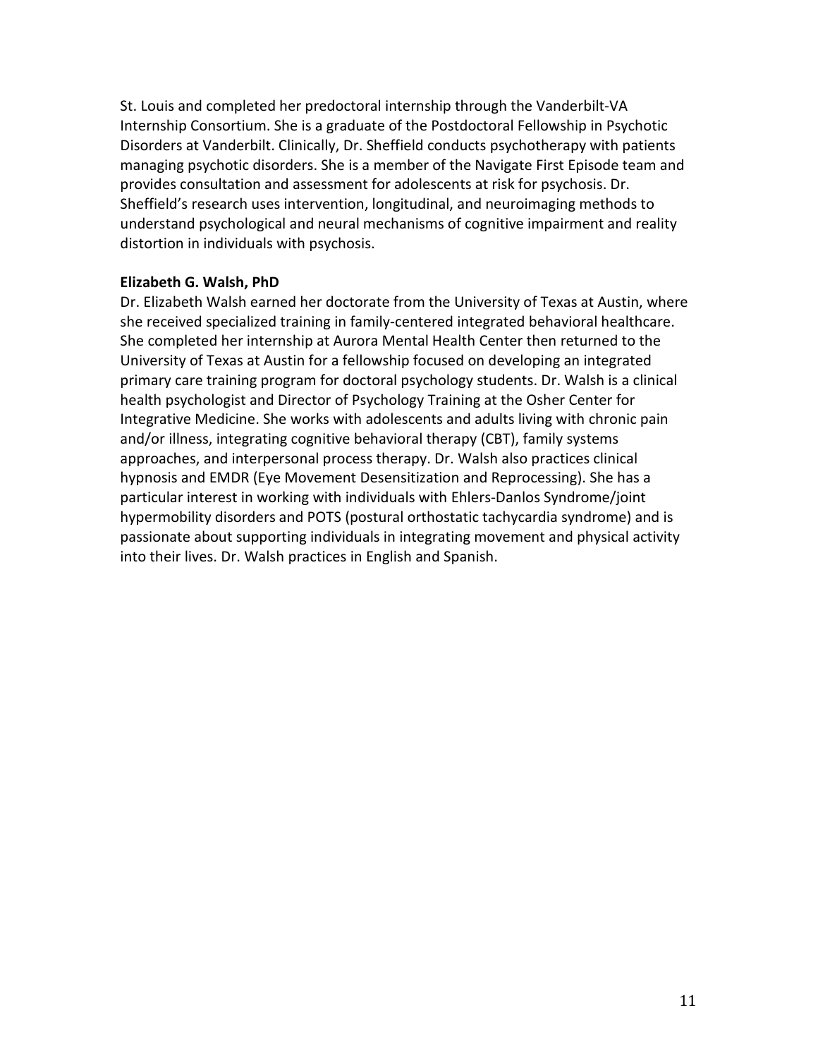St. Louis and completed her predoctoral internship through the Vanderbilt-VA Internship Consortium. She is a graduate of the Postdoctoral Fellowship in Psychotic Disorders at Vanderbilt. Clinically, Dr. Sheffield conducts psychotherapy with patients managing psychotic disorders. She is a member of the Navigate First Episode team and provides consultation and assessment for adolescents at risk for psychosis. Dr. Sheffield's research uses intervention, longitudinal, and neuroimaging methods to understand psychological and neural mechanisms of cognitive impairment and reality distortion in individuals with psychosis.

**Elizabeth G. Walsh, PhD**

Dr. Elizabeth Walsh earned her doctorate from the University of Texas at Austin, where she received specialized training in family-centered integrated behavioral healthcare. She completed her internship at Aurora Mental Health Center then returned to the University of Texas at Austin for a fellowship focused on developing an integrated primary care training program for doctoral psychology students. Dr. Walsh is a clinical health psychologist and Director of Psychology Training at the Osher Center for Integrative Medicine. She works with adolescents and adults living with chronic pain and/or illness, integrating cognitive behavioral therapy (CBT), family systems approaches, and interpersonal process therapy. Dr. Walsh also practices clinical hypnosis and EMDR (Eye Movement Desensitization and Reprocessing). She has a particular interest in working with individuals with Ehlers-Danlos Syndrome/joint hypermobility disorders and POTS (postural orthostatic tachycardia syndrome) and is passionate about supporting individuals in integrating movement and physical activity into their lives. Dr. Walsh practices in English and Spanish.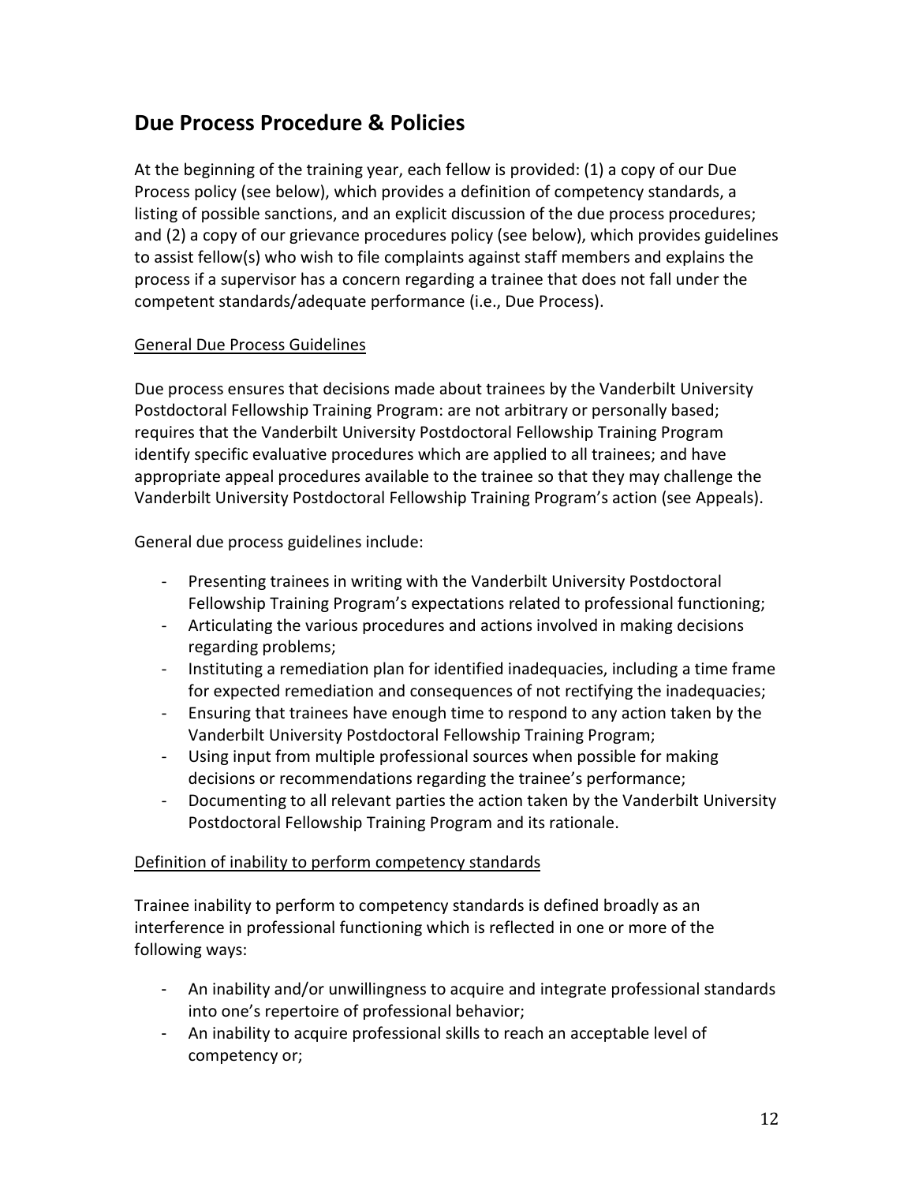## Due Process Procedure & Policies

At the beginning of the training year, each fellow is provided: (1) a copy of our Due Process policy (see below), which provides a definition of competency standards, a listing of possible sanctions, and an explicit discussion of the due process procedures; and (2) a copy of our grievance procedures policy (see below), which provides guidelines to assist fellow(s) who wish to file complaints against staff members and explains the process if a supervisor has a concern regarding a trainee that does not fall under the competent standards/adequate performance (i.e., Due Process).

General Due Process Guidelines

Due process ensures that decisions made about trainees by the Vanderbilt University Postdoctoral Fellowship Training Program: are not arbitrary or personally based; requires that the Vanderbilt University Postdoctoral Fellowship Training Program identify specific evaluative procedures which are applied to all trainees; and have appropriate appeal procedures available to the trainee so that they may challenge the Vanderbilt University Postdoctoral Fellowship Training Program's action (see Appeals).

General due process guidelines include:

- Presenting trainees in writing with the Vanderbilt University Postdoctoral Fellowship Training Program's expectations related to professional functioning;
- Articulating the various procedures and actions involved in making decisions regarding problems;
- Instituting a remediation plan for identified inadequacies, including a time frame for expected remediation and consequences of not rectifying the inadequacies;
- Ensuring that trainees have enough time to respond to any action taken by the Vanderbilt University Postdoctoral Fellowship Training Program;
- Using input from multiple professional sources when possible for making decisions or recommendations regarding the trainee's performance;
- Documenting to all relevant parties the action taken by the Vanderbilt University Postdoctoral Fellowship Training Program and its rationale.

Definition of inability to perform competency standards

Trainee inability to perform to competency standards is defined broadly as an interference in professional functioning which is reflected in one or more of the following ways:

- An inability and/or unwillingness to acquire and integrate professional standards into one's repertoire of professional behavior;
- An inability to acquire professional skills to reach an acceptable level of competency or;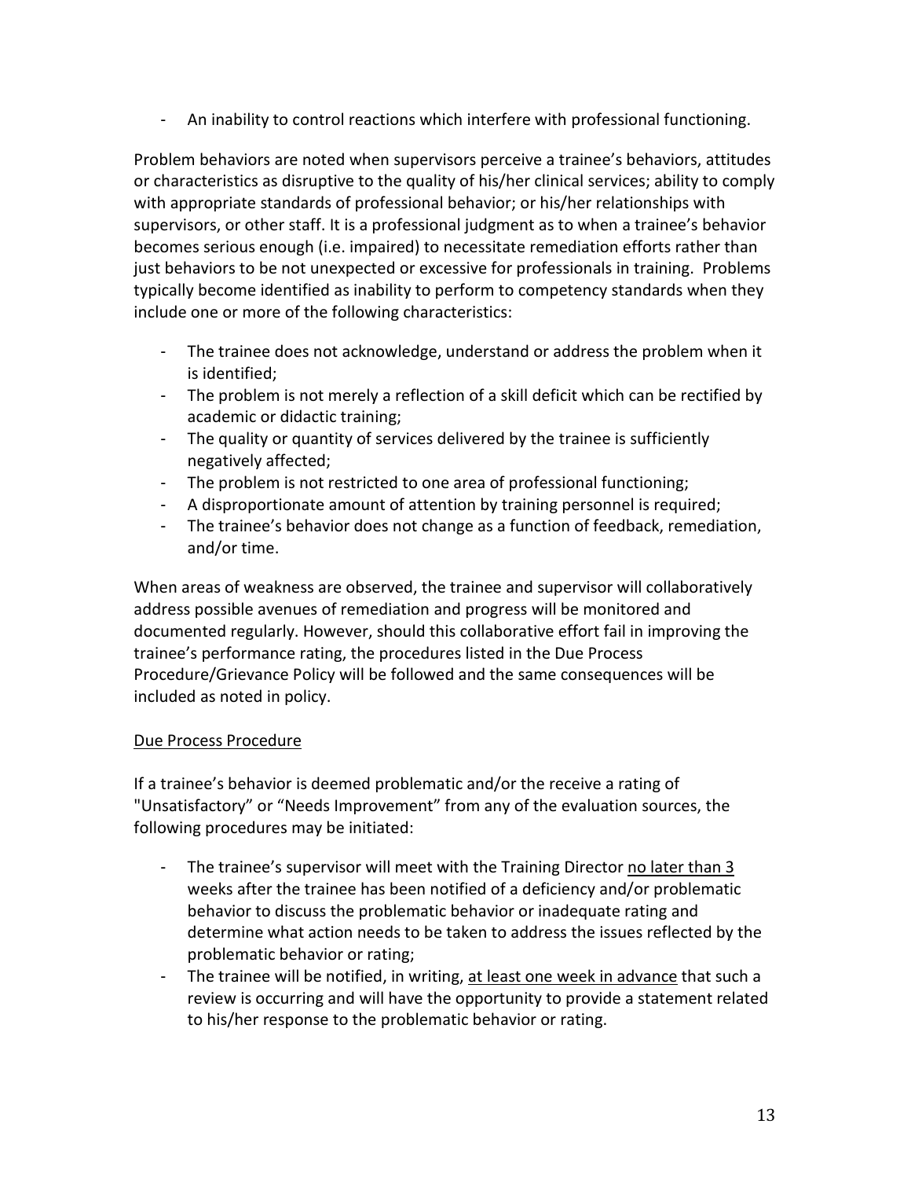- An inability to control reactions which interfere with professional functioning.

Problem behaviors are noted when supervisors perceive a trainee's behaviors, attitudes or characteristics as disruptive to the quality of his/her clinical services; ability to comply with appropriate standards of professional behavior; or his/her relationships with supervisors, or other staff. It is a professional judgment as to when a trainee's behavior becomes serious enough (i.e. impaired) to necessitate remediation efforts rather than just behaviors to be not unexpected or excessive for professionals in training. Problems typically become identified as inability to perform to competency standards when they include one or more of the following characteristics:

- The trainee does not acknowledge, understand or address the problem when it is identified;
- The problem is not merely a reflection of a skill deficit which can be rectified by academic or didactic training;
- The quality or quantity of services delivered by the trainee is sufficiently negatively affected;
- The problem is not restricted to one area of professional functioning;
- A disproportionate amount of attention by training personnel is required;
- The trainee's behavior does not change as a function of feedback, remediation, and/or time.

When areas of weakness are observed, the trainee and supervisor will collaboratively address possible avenues of remediation and progress will be monitored and documented regularly. However, should this collaborative effort fail in improving the trainee's performance rating, the procedures listed in the Due Process Procedure/Grievance Policy will be followed and the same consequences will be included as noted in policy.

<u>Due Process Procedure</u>

If a trainee's behavior is deemed problematic and/or the receive a rating of "Unsatisfactory" or "Needs Improvement" from any of the evaluation sources, the following procedures may be initiated:

- The trainee's supervisor will meet with the Training Director <u>no later than 3</u> weeks after the trainee has been notified of a deficiency and/or problematic behavior to discuss the problematic behavior or inadequate rating and determine what action needs to be taken to address the issues reflected by the problematic behavior or rating;
- The trainee will be notified, in writing, <u>at least one week in advance</u> that such a review is occurring and will have the opportunity to provide a statement related to his/her response to the problematic behavior or rating.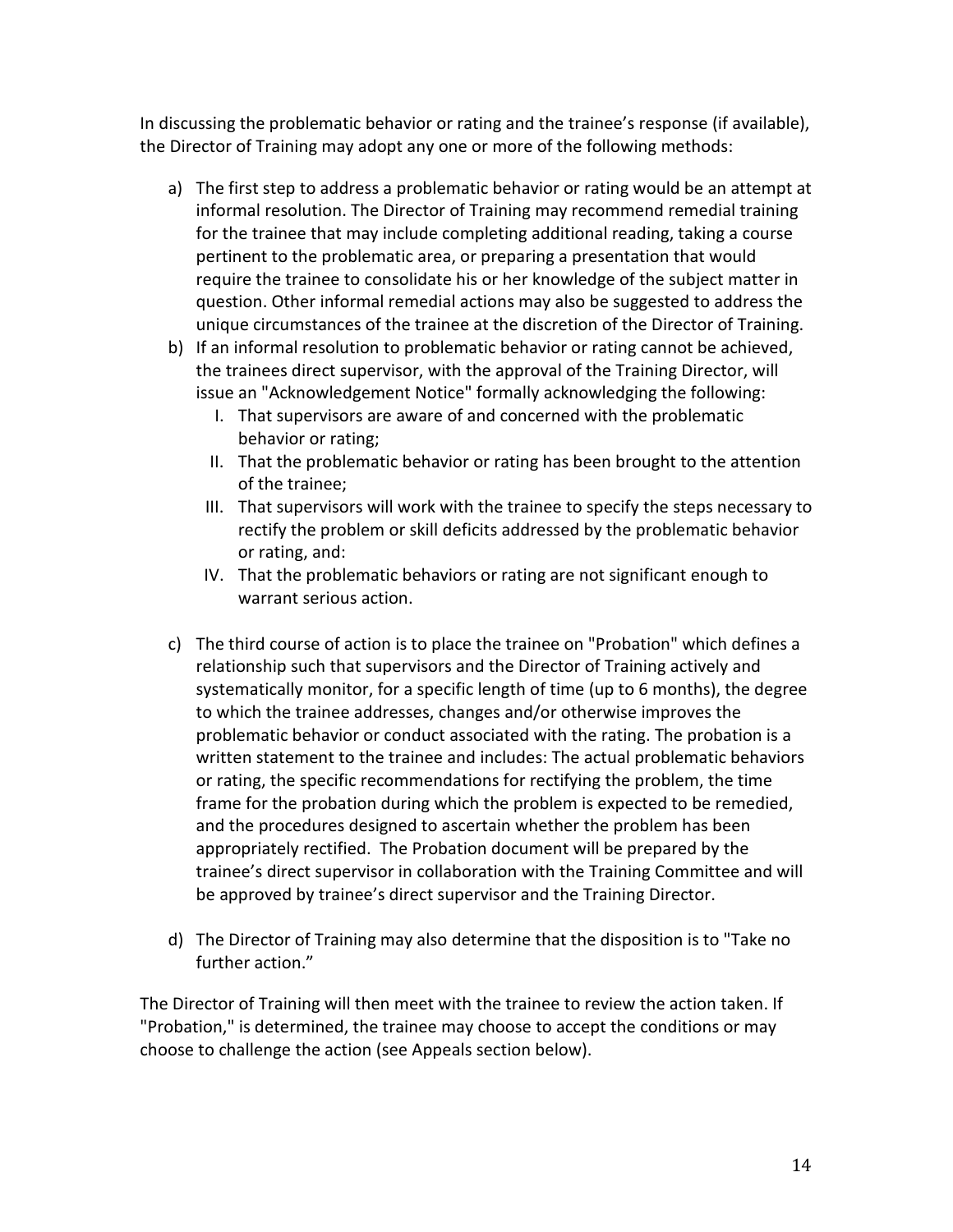In discussing the problematic behavior or rating and the trainee's response (if available), the Director of Training may adopt any one or more of the following methods:

a) The first step to address a problematic behavior or rating would be an attempt at informal resolution. The Director of Training may recommend remedial training for the trainee that may include completing additional reading, taking a course pertinent to the problematic area, or preparing a presentation that would require the trainee to consolidate his or her knowledge of the subject matter in question. Other informal remedial actions may also be suggested to address the unique circumstances of the trainee at the discretion of the Director of Training.

b) If an informal resolution to problematic behavior or rating cannot be achieved, the trainees direct supervisor, with the approval of the Training Director, will issue an "Acknowledgement Notice" formally acknowledging the following:
   I. That supervisors are aware of and concerned with the problematic behavior or rating;
   II. That the problematic behavior or rating has been brought to the attention of the trainee;
   III. That supervisors will work with the trainee to specify the steps necessary to rectify the problem or skill deficits addressed by the problematic behavior or rating, and:
   IV. That the problematic behaviors or rating are not significant enough to warrant serious action.

c) The third course of action is to place the trainee on "Probation" which defines a relationship such that supervisors and the Director of Training actively and systematically monitor, for a specific length of time (up to 6 months), the degree to which the trainee addresses, changes and/or otherwise improves the problematic behavior or conduct associated with the rating. The probation is a written statement to the trainee and includes: The actual problematic behaviors or rating, the specific recommendations for rectifying the problem, the time frame for the probation during which the problem is expected to be remedied, and the procedures designed to ascertain whether the problem has been appropriately rectified. The Probation document will be prepared by the trainee's direct supervisor in collaboration with the Training Committee and will be approved by trainee's direct supervisor and the Training Director.

d) The Director of Training may also determine that the disposition is to "Take no further action."

The Director of Training will then meet with the trainee to review the action taken. If "Probation," is determined, the trainee may choose to accept the conditions or may choose to challenge the action (see Appeals section below).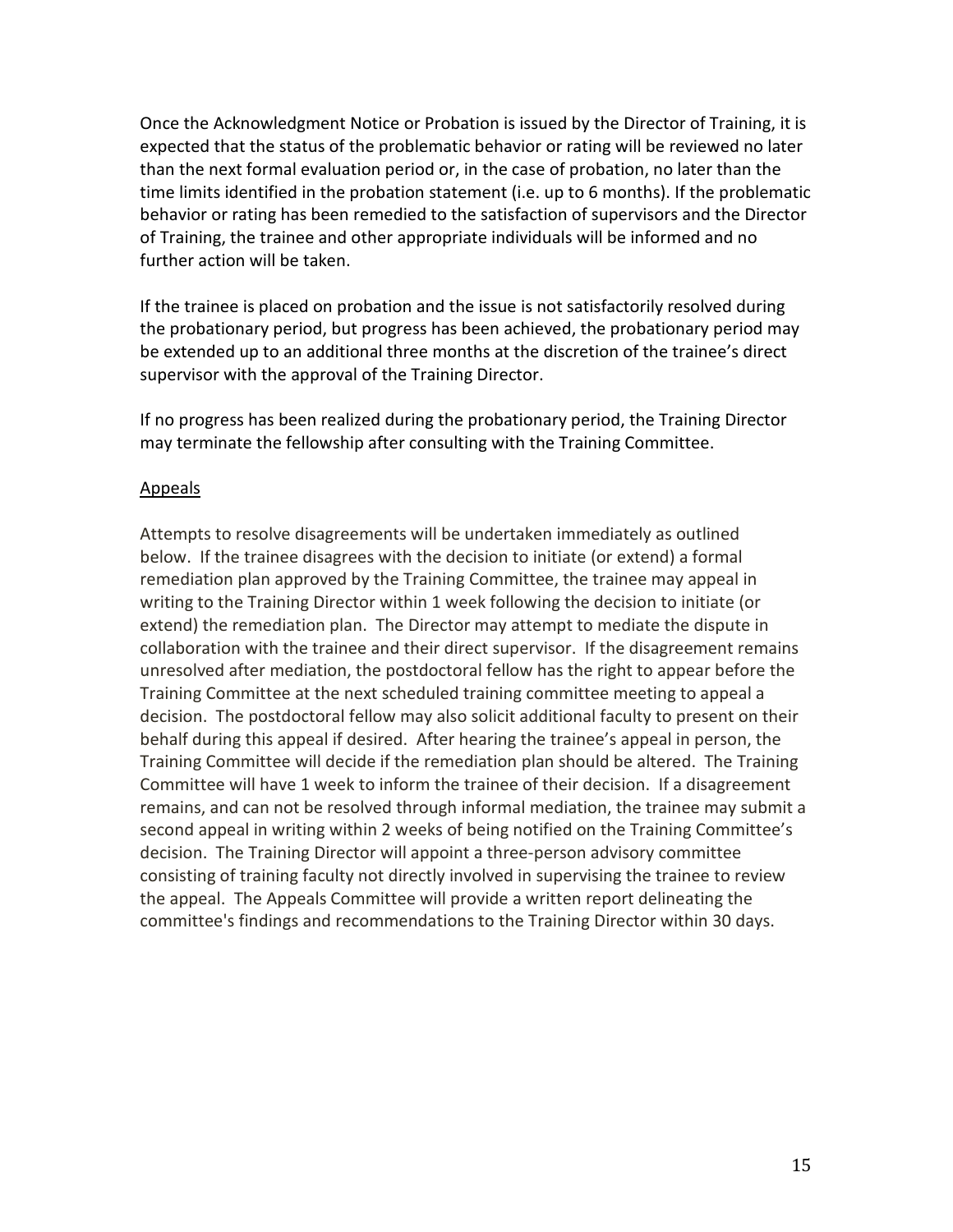Once the Acknowledgment Notice or Probation is issued by the Director of Training, it is expected that the status of the problematic behavior or rating will be reviewed no later than the next formal evaluation period or, in the case of probation, no later than the time limits identified in the probation statement (i.e. up to 6 months). If the problematic behavior or rating has been remedied to the satisfaction of supervisors and the Director of Training, the trainee and other appropriate individuals will be informed and no further action will be taken.

If the trainee is placed on probation and the issue is not satisfactorily resolved during the probationary period, but progress has been achieved, the probationary period may be extended up to an additional three months at the discretion of the trainee's direct supervisor with the approval of the Training Director.

If no progress has been realized during the probationary period, the Training Director may terminate the fellowship after consulting with the Training Committee.

<u>Appeals</u>

Attempts to resolve disagreements will be undertaken immediately as outlined below. If the trainee disagrees with the decision to initiate (or extend) a formal remediation plan approved by the Training Committee, the trainee may appeal in writing to the Training Director within 1 week following the decision to initiate (or extend) the remediation plan. The Director may attempt to mediate the dispute in collaboration with the trainee and their direct supervisor. If the disagreement remains unresolved after mediation, the postdoctoral fellow has the right to appear before the Training Committee at the next scheduled training committee meeting to appeal a decision. The postdoctoral fellow may also solicit additional faculty to present on their behalf during this appeal if desired. After hearing the trainee's appeal in person, the Training Committee will decide if the remediation plan should be altered. The Training Committee will have 1 week to inform the trainee of their decision. If a disagreement remains, and can not be resolved through informal mediation, the trainee may submit a second appeal in writing within 2 weeks of being notified on the Training Committee's decision. The Training Director will appoint a three-person advisory committee consisting of training faculty not directly involved in supervising the trainee to review the appeal. The Appeals Committee will provide a written report delineating the committee's findings and recommendations to the Training Director within 30 days.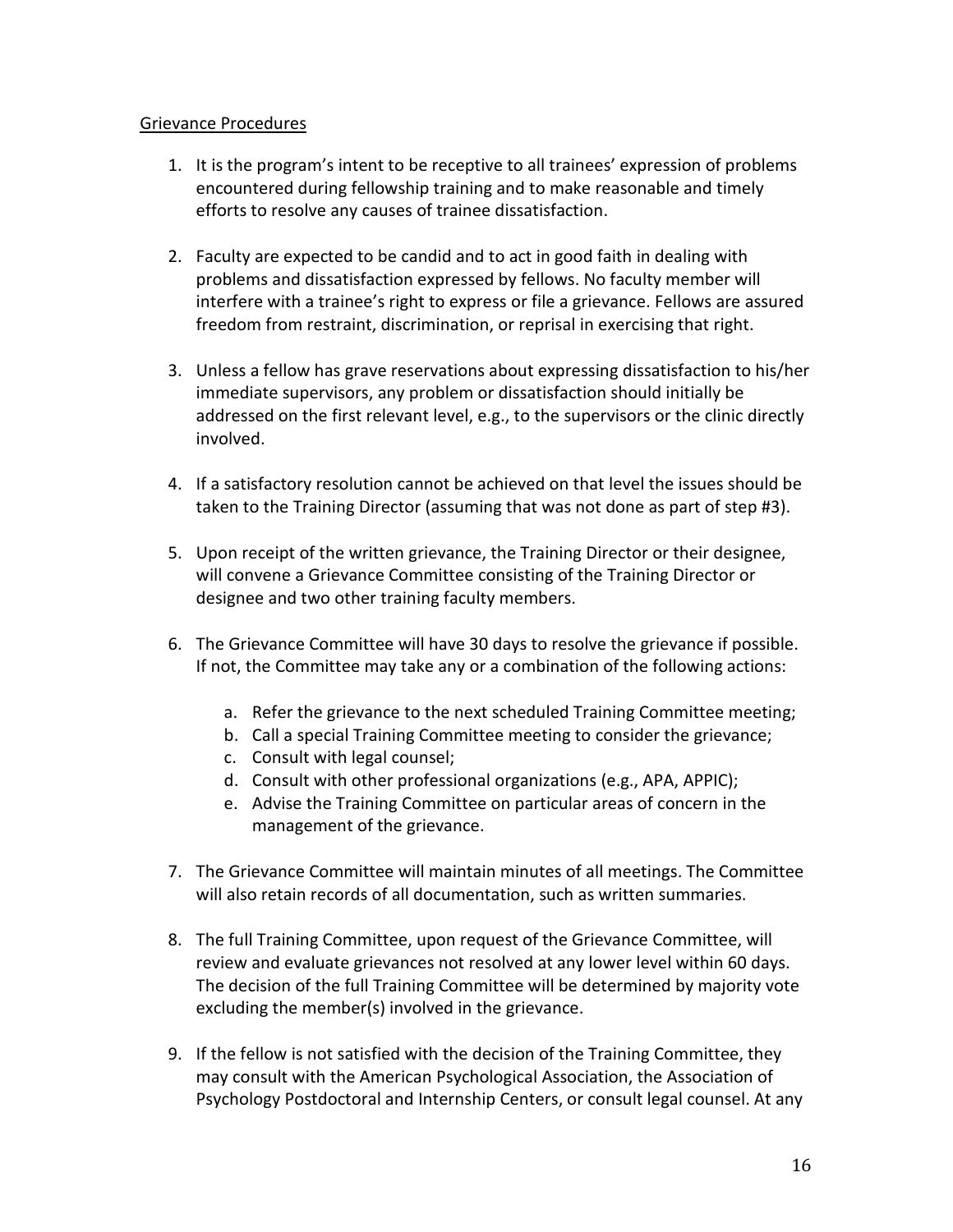Grievance Procedures

1. It is the program's intent to be receptive to all trainees' expression of problems encountered during fellowship training and to make reasonable and timely efforts to resolve any causes of trainee dissatisfaction.

2. Faculty are expected to be candid and to act in good faith in dealing with problems and dissatisfaction expressed by fellows. No faculty member will interfere with a trainee's right to express or file a grievance. Fellows are assured freedom from restraint, discrimination, or reprisal in exercising that right.

3. Unless a fellow has grave reservations about expressing dissatisfaction to his/her immediate supervisors, any problem or dissatisfaction should initially be addressed on the first relevant level, e.g., to the supervisors or the clinic directly involved.

4. If a satisfactory resolution cannot be achieved on that level the issues should be taken to the Training Director (assuming that was not done as part of step #3).

5. Upon receipt of the written grievance, the Training Director or their designee, will convene a Grievance Committee consisting of the Training Director or designee and two other training faculty members.

6. The Grievance Committee will have 30 days to resolve the grievance if possible. If not, the Committee may take any or a combination of the following actions:

   a. Refer the grievance to the next scheduled Training Committee meeting;
   b. Call a special Training Committee meeting to consider the grievance;
   c. Consult with legal counsel;
   d. Consult with other professional organizations (e.g., APA, APPIC);
   e. Advise the Training Committee on particular areas of concern in the management of the grievance.

7. The Grievance Committee will maintain minutes of all meetings. The Committee will also retain records of all documentation, such as written summaries.

8. The full Training Committee, upon request of the Grievance Committee, will review and evaluate grievances not resolved at any lower level within 60 days. The decision of the full Training Committee will be determined by majority vote excluding the member(s) involved in the grievance.

9. If the fellow is not satisfied with the decision of the Training Committee, they may consult with the American Psychological Association, the Association of Psychology Postdoctoral and Internship Centers, or consult legal counsel. At any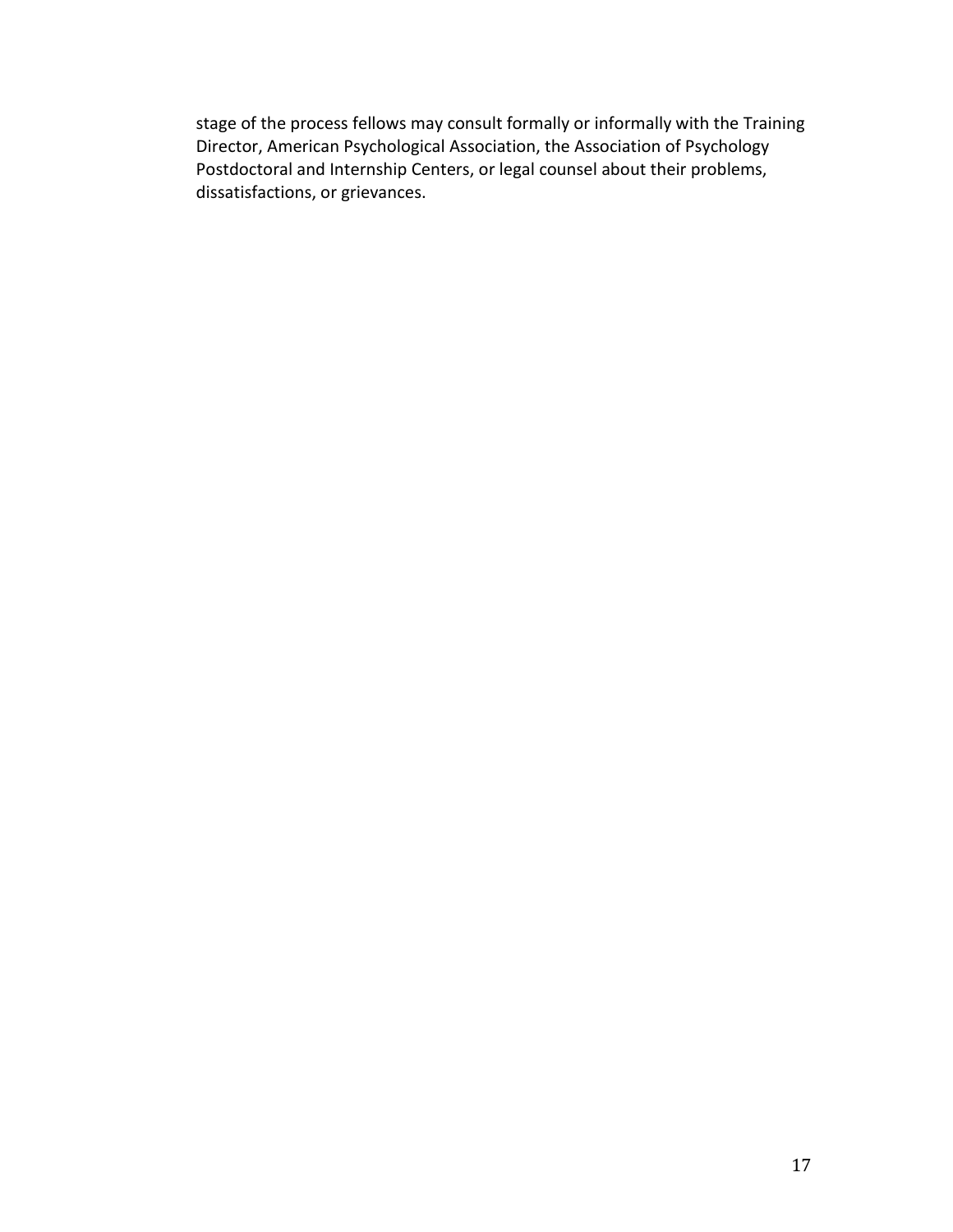stage of the process fellows may consult formally or informally with the Training Director, American Psychological Association, the Association of Psychology Postdoctoral and Internship Centers, or legal counsel about their problems, dissatisfactions, or grievances.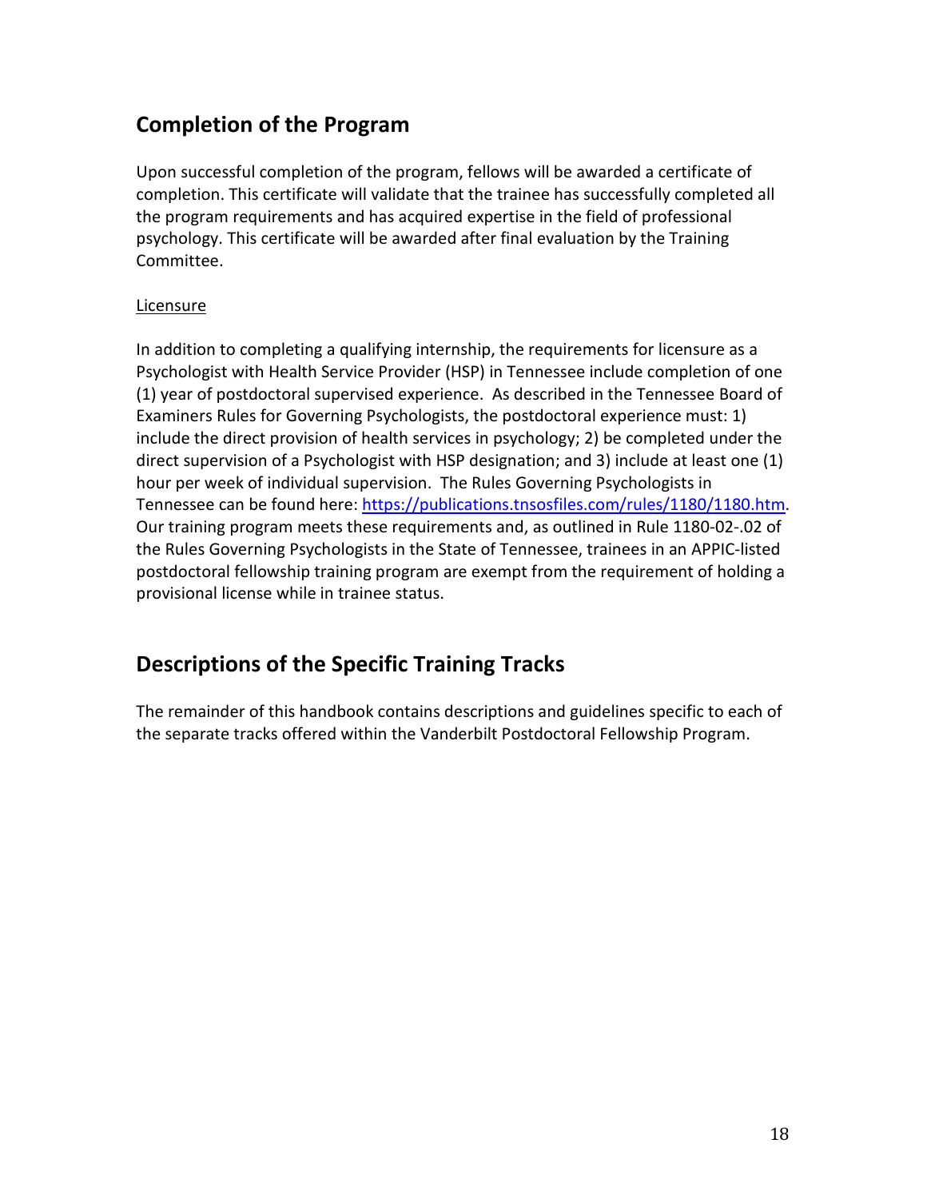## Completion of the Program

Upon successful completion of the program, fellows will be awarded a certificate of completion. This certificate will validate that the trainee has successfully completed all the program requirements and has acquired expertise in the field of professional psychology. This certificate will be awarded after final evaluation by the Training Committee.

Licensure

In addition to completing a qualifying internship, the requirements for licensure as a Psychologist with Health Service Provider (HSP) in Tennessee include completion of one (1) year of postdoctoral supervised experience. As described in the Tennessee Board of Examiners Rules for Governing Psychologists, the postdoctoral experience must: 1) include the direct provision of health services in psychology; 2) be completed under the direct supervision of a Psychologist with HSP designation; and 3) include at least one (1) hour per week of individual supervision. The Rules Governing Psychologists in Tennessee can be found here: [https://publications.tnsosfiles.com/rules/1180/1180.htm](https://publications.tnsosfiles.com/rules/1180/1180.htm). Our training program meets these requirements and, as outlined in Rule 1180-02-.02 of the Rules Governing Psychologists in the State of Tennessee, trainees in an APPIC-listed postdoctoral fellowship training program are exempt from the requirement of holding a provisional license while in trainee status.

## Descriptions of the Specific Training Tracks

The remainder of this handbook contains descriptions and guidelines specific to each of the separate tracks offered within the Vanderbilt Postdoctoral Fellowship Program.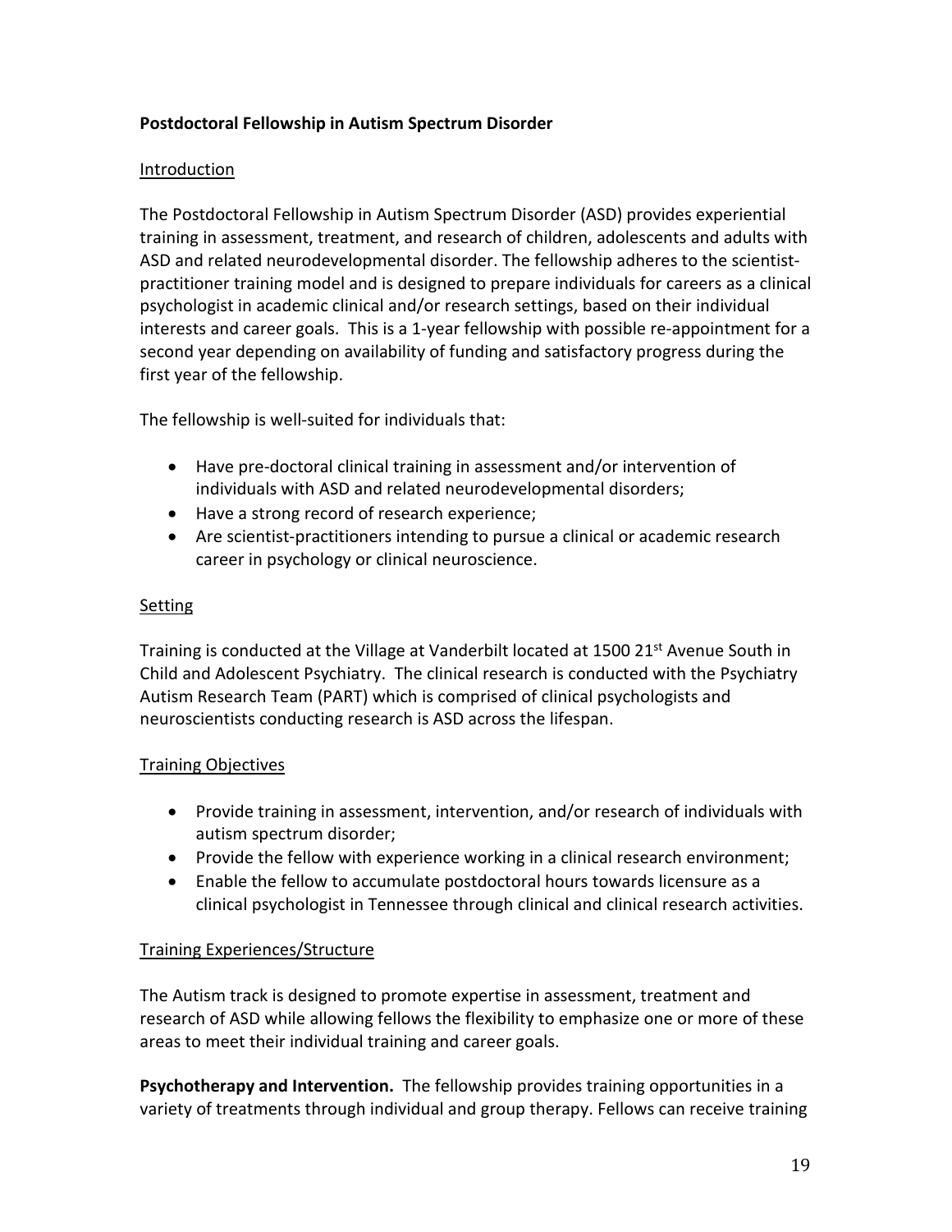**Postdoctoral Fellowship in Autism Spectrum Disorder**

Introduction

The Postdoctoral Fellowship in Autism Spectrum Disorder (ASD) provides experiential training in assessment, treatment, and research of children, adolescents and adults with ASD and related neurodevelopmental disorder. The fellowship adheres to the scientist-practitioner training model and is designed to prepare individuals for careers as a clinical psychologist in academic clinical and/or research settings, based on their individual interests and career goals. This is a 1-year fellowship with possible re-appointment for a second year depending on availability of funding and satisfactory progress during the first year of the fellowship.

The fellowship is well-suited for individuals that:

- Have pre-doctoral clinical training in assessment and/or intervention of individuals with ASD and related neurodevelopmental disorders;
- Have a strong record of research experience;
- Are scientist-practitioners intending to pursue a clinical or academic research career in psychology or clinical neuroscience.

Setting

Training is conducted at the Village at Vanderbilt located at 1500 21st Avenue South in Child and Adolescent Psychiatry. The clinical research is conducted with the Psychiatry Autism Research Team (PART) which is comprised of clinical psychologists and neuroscientists conducting research is ASD across the lifespan.

Training Objectives

- Provide training in assessment, intervention, and/or research of individuals with autism spectrum disorder;
- Provide the fellow with experience working in a clinical research environment;
- Enable the fellow to accumulate postdoctoral hours towards licensure as a clinical psychologist in Tennessee through clinical and clinical research activities.

Training Experiences/Structure

The Autism track is designed to promote expertise in assessment, treatment and research of ASD while allowing fellows the flexibility to emphasize one or more of these areas to meet their individual training and career goals.

**Psychotherapy and Intervention.** The fellowship provides training opportunities in a variety of treatments through individual and group therapy. Fellows can receive training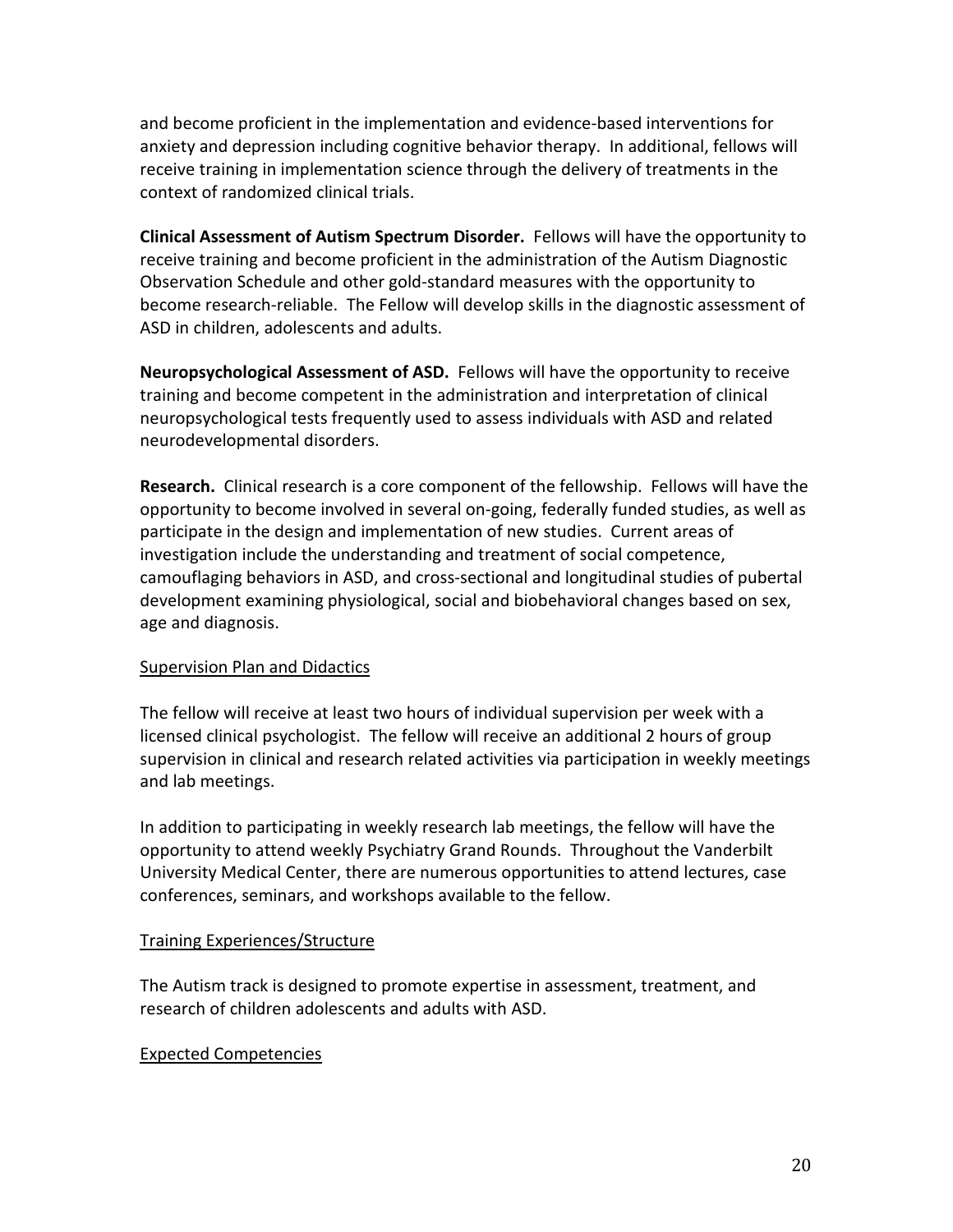and become proficient in the implementation and evidence-based interventions for anxiety and depression including cognitive behavior therapy. In additional, fellows will receive training in implementation science through the delivery of treatments in the context of randomized clinical trials.

**Clinical Assessment of Autism Spectrum Disorder.** Fellows will have the opportunity to receive training and become proficient in the administration of the Autism Diagnostic Observation Schedule and other gold-standard measures with the opportunity to become research-reliable. The Fellow will develop skills in the diagnostic assessment of ASD in children, adolescents and adults.

**Neuropsychological Assessment of ASD.** Fellows will have the opportunity to receive training and become competent in the administration and interpretation of clinical neuropsychological tests frequently used to assess individuals with ASD and related neurodevelopmental disorders.

**Research.** Clinical research is a core component of the fellowship. Fellows will have the opportunity to become involved in several on-going, federally funded studies, as well as participate in the design and implementation of new studies. Current areas of investigation include the understanding and treatment of social competence, camouflaging behaviors in ASD, and cross-sectional and longitudinal studies of pubertal development examining physiological, social and biobehavioral changes based on sex, age and diagnosis.

Supervision Plan and Didactics

The fellow will receive at least two hours of individual supervision per week with a licensed clinical psychologist. The fellow will receive an additional 2 hours of group supervision in clinical and research related activities via participation in weekly meetings and lab meetings.

In addition to participating in weekly research lab meetings, the fellow will have the opportunity to attend weekly Psychiatry Grand Rounds. Throughout the Vanderbilt University Medical Center, there are numerous opportunities to attend lectures, case conferences, seminars, and workshops available to the fellow.

Training Experiences/Structure

The Autism track is designed to promote expertise in assessment, treatment, and research of children adolescents and adults with ASD.

Expected Competencies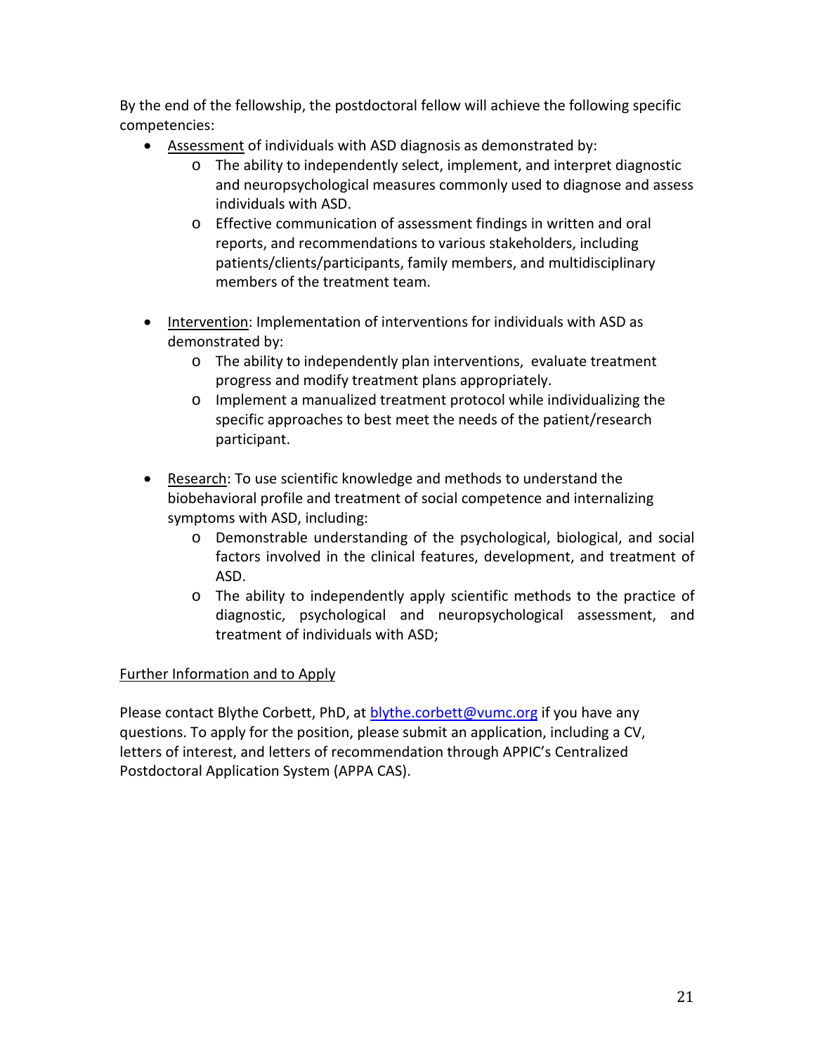By the end of the fellowship, the postdoctoral fellow will achieve the following specific competencies:

- <u>Assessment</u> of individuals with ASD diagnosis as demonstrated by:
  - The ability to independently select, implement, and interpret diagnostic and neuropsychological measures commonly used to diagnose and assess individuals with ASD.
  - Effective communication of assessment findings in written and oral reports, and recommendations to various stakeholders, including patients/clients/participants, family members, and multidisciplinary members of the treatment team.

- <u>Intervention</u>: Implementation of interventions for individuals with ASD as demonstrated by:
  - The ability to independently plan interventions, evaluate treatment progress and modify treatment plans appropriately.
  - Implement a manualized treatment protocol while individualizing the specific approaches to best meet the needs of the patient/research participant.

- <u>Research</u>: To use scientific knowledge and methods to understand the biobehavioral profile and treatment of social competence and internalizing symptoms with ASD, including:
  - Demonstrable understanding of the psychological, biological, and social factors involved in the clinical features, development, and treatment of ASD.
  - The ability to independently apply scientific methods to the practice of diagnostic, psychological and neuropsychological assessment, and treatment of individuals with ASD;

<u>Further Information and to Apply</u>

Please contact Blythe Corbett, PhD, at blythe.corbett@vumc.org if you have any questions. To apply for the position, please submit an application, including a CV, letters of interest, and letters of recommendation through APPIC's Centralized Postdoctoral Application System (APPA CAS).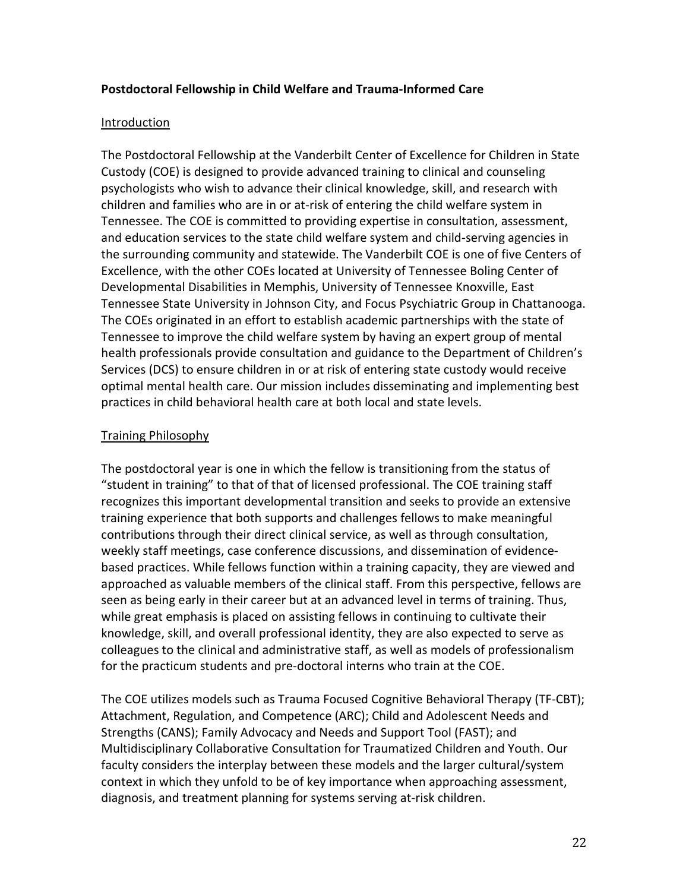**Postdoctoral Fellowship in Child Welfare and Trauma-Informed Care**

Introduction

The Postdoctoral Fellowship at the Vanderbilt Center of Excellence for Children in State Custody (COE) is designed to provide advanced training to clinical and counseling psychologists who wish to advance their clinical knowledge, skill, and research with children and families who are in or at-risk of entering the child welfare system in Tennessee. The COE is committed to providing expertise in consultation, assessment, and education services to the state child welfare system and child-serving agencies in the surrounding community and statewide. The Vanderbilt COE is one of five Centers of Excellence, with the other COEs located at University of Tennessee Boling Center of Developmental Disabilities in Memphis, University of Tennessee Knoxville, East Tennessee State University in Johnson City, and Focus Psychiatric Group in Chattanooga. The COEs originated in an effort to establish academic partnerships with the state of Tennessee to improve the child welfare system by having an expert group of mental health professionals provide consultation and guidance to the Department of Children's Services (DCS) to ensure children in or at risk of entering state custody would receive optimal mental health care. Our mission includes disseminating and implementing best practices in child behavioral health care at both local and state levels.

Training Philosophy

The postdoctoral year is one in which the fellow is transitioning from the status of "student in training" to that of that of licensed professional. The COE training staff recognizes this important developmental transition and seeks to provide an extensive training experience that both supports and challenges fellows to make meaningful contributions through their direct clinical service, as well as through consultation, weekly staff meetings, case conference discussions, and dissemination of evidence-based practices. While fellows function within a training capacity, they are viewed and approached as valuable members of the clinical staff. From this perspective, fellows are seen as being early in their career but at an advanced level in terms of training. Thus, while great emphasis is placed on assisting fellows in continuing to cultivate their knowledge, skill, and overall professional identity, they are also expected to serve as colleagues to the clinical and administrative staff, as well as models of professionalism for the practicum students and pre-doctoral interns who train at the COE.

The COE utilizes models such as Trauma Focused Cognitive Behavioral Therapy (TF-CBT); Attachment, Regulation, and Competence (ARC); Child and Adolescent Needs and Strengths (CANS); Family Advocacy and Needs and Support Tool (FAST); and Multidisciplinary Collaborative Consultation for Traumatized Children and Youth. Our faculty considers the interplay between these models and the larger cultural/system context in which they unfold to be of key importance when approaching assessment, diagnosis, and treatment planning for systems serving at-risk children.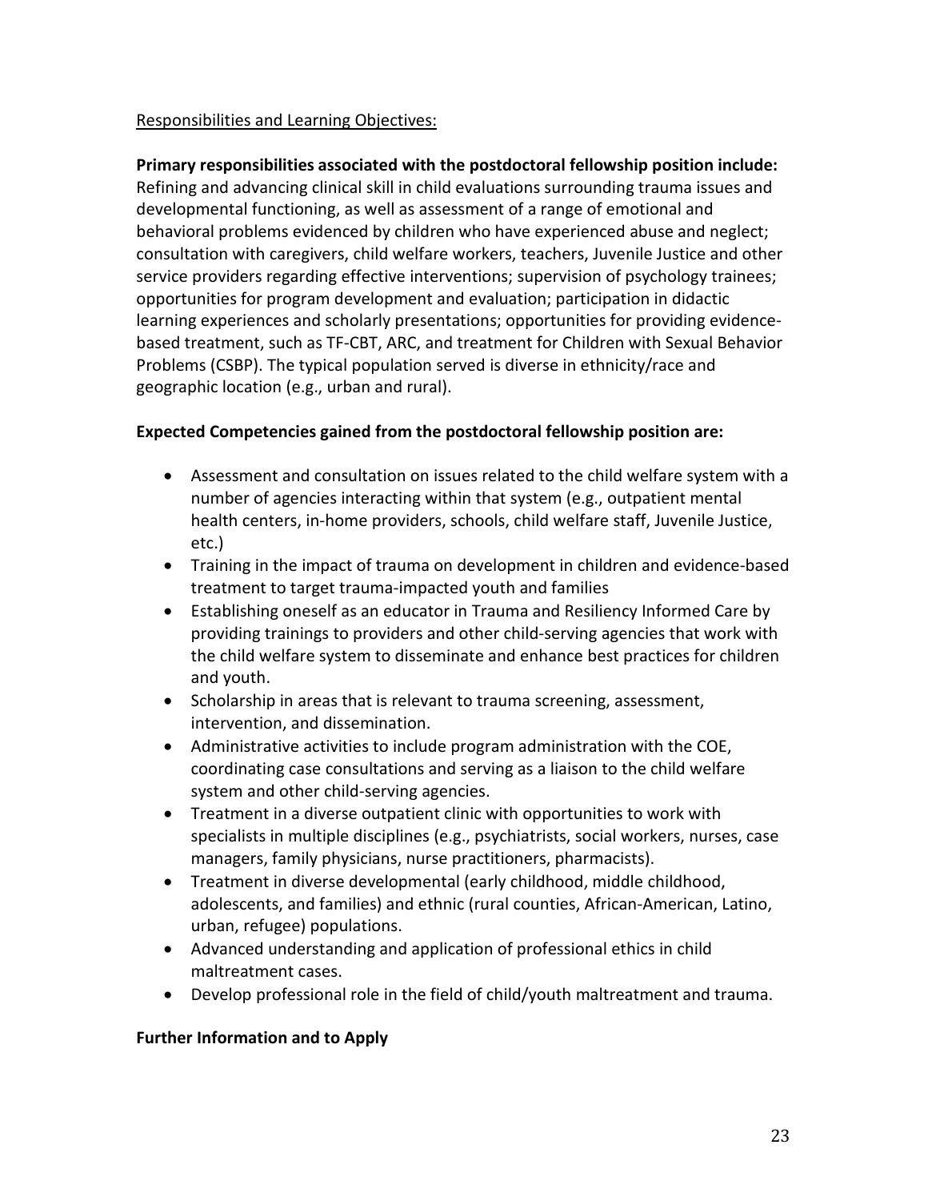<u>Responsibilities and Learning Objectives:</u>

**Primary responsibilities associated with the postdoctoral fellowship position include:** Refining and advancing clinical skill in child evaluations surrounding trauma issues and developmental functioning, as well as assessment of a range of emotional and behavioral problems evidenced by children who have experienced abuse and neglect; consultation with caregivers, child welfare workers, teachers, Juvenile Justice and other service providers regarding effective interventions; supervision of psychology trainees; opportunities for program development and evaluation; participation in didactic learning experiences and scholarly presentations; opportunities for providing evidence-based treatment, such as TF-CBT, ARC, and treatment for Children with Sexual Behavior Problems (CSBP). The typical population served is diverse in ethnicity/race and geographic location (e.g., urban and rural).

**Expected Competencies gained from the postdoctoral fellowship position are:**

- Assessment and consultation on issues related to the child welfare system with a number of agencies interacting within that system (e.g., outpatient mental health centers, in-home providers, schools, child welfare staff, Juvenile Justice, etc.)
- Training in the impact of trauma on development in children and evidence-based treatment to target trauma-impacted youth and families
- Establishing oneself as an educator in Trauma and Resiliency Informed Care by providing trainings to providers and other child-serving agencies that work with the child welfare system to disseminate and enhance best practices for children and youth.
- Scholarship in areas that is relevant to trauma screening, assessment, intervention, and dissemination.
- Administrative activities to include program administration with the COE, coordinating case consultations and serving as a liaison to the child welfare system and other child-serving agencies.
- Treatment in a diverse outpatient clinic with opportunities to work with specialists in multiple disciplines (e.g., psychiatrists, social workers, nurses, case managers, family physicians, nurse practitioners, pharmacists).
- Treatment in diverse developmental (early childhood, middle childhood, adolescents, and families) and ethnic (rural counties, African-American, Latino, urban, refugee) populations.
- Advanced understanding and application of professional ethics in child maltreatment cases.
- Develop professional role in the field of child/youth maltreatment and trauma.

**Further Information and to Apply**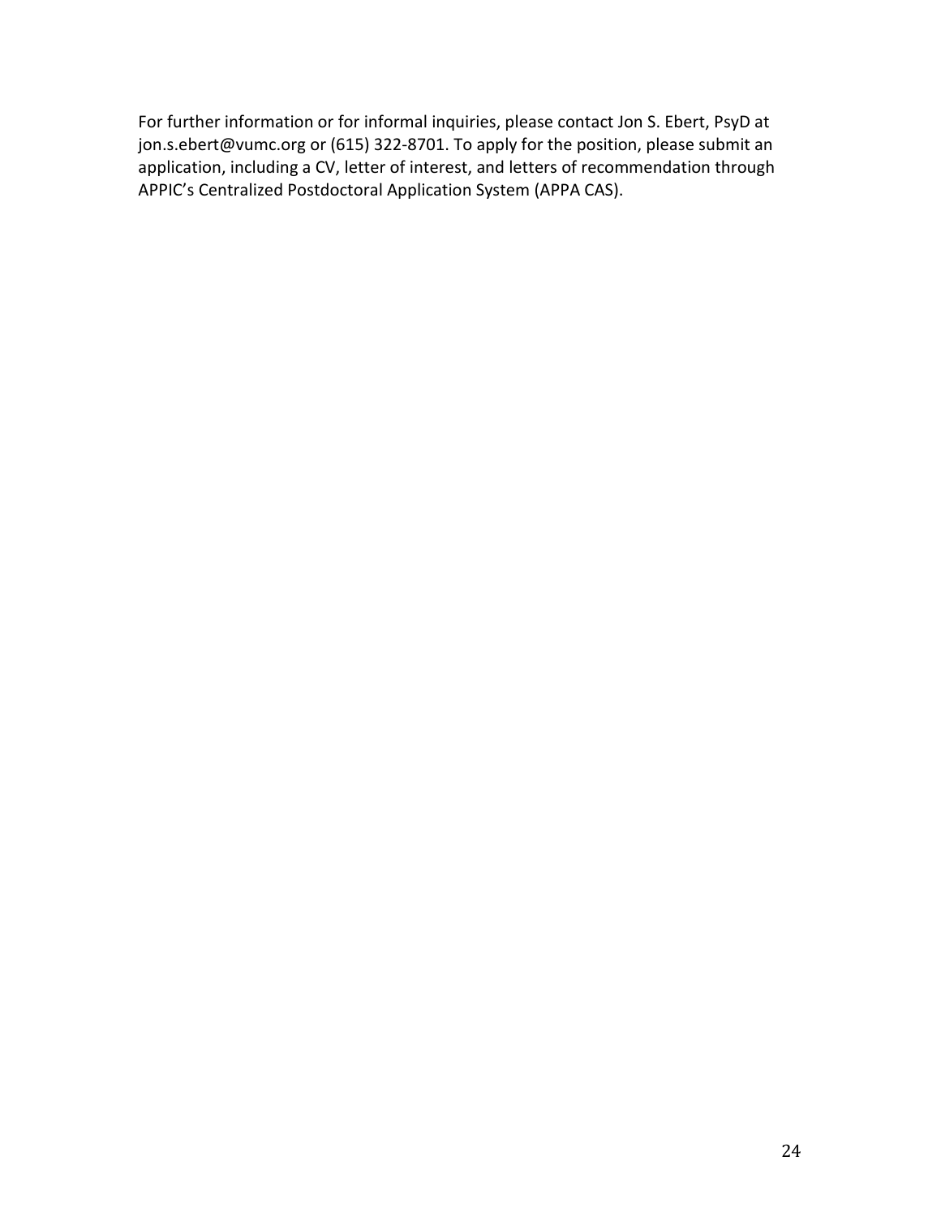For further information or for informal inquiries, please contact Jon S. Ebert, PsyD at jon.s.ebert@vumc.org or (615) 322-8701. To apply for the position, please submit an application, including a CV, letter of interest, and letters of recommendation through APPIC's Centralized Postdoctoral Application System (APPA CAS).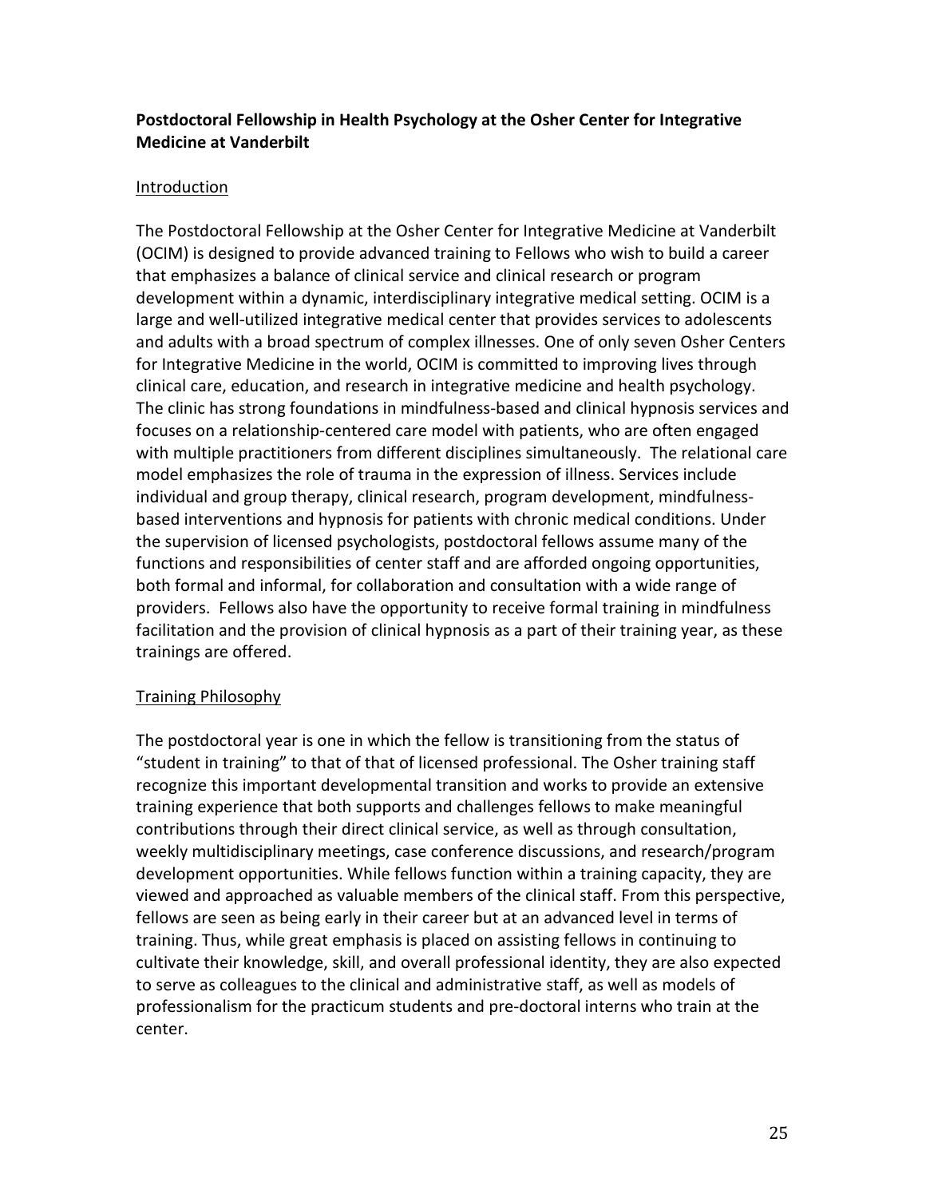**Postdoctoral Fellowship in Health Psychology at the Osher Center for Integrative Medicine at Vanderbilt**

Introduction

The Postdoctoral Fellowship at the Osher Center for Integrative Medicine at Vanderbilt (OCIM) is designed to provide advanced training to Fellows who wish to build a career that emphasizes a balance of clinical service and clinical research or program development within a dynamic, interdisciplinary integrative medical setting. OCIM is a large and well-utilized integrative medical center that provides services to adolescents and adults with a broad spectrum of complex illnesses. One of only seven Osher Centers for Integrative Medicine in the world, OCIM is committed to improving lives through clinical care, education, and research in integrative medicine and health psychology. The clinic has strong foundations in mindfulness-based and clinical hypnosis services and focuses on a relationship-centered care model with patients, who are often engaged with multiple practitioners from different disciplines simultaneously. The relational care model emphasizes the role of trauma in the expression of illness. Services include individual and group therapy, clinical research, program development, mindfulness-based interventions and hypnosis for patients with chronic medical conditions. Under the supervision of licensed psychologists, postdoctoral fellows assume many of the functions and responsibilities of center staff and are afforded ongoing opportunities, both formal and informal, for collaboration and consultation with a wide range of providers. Fellows also have the opportunity to receive formal training in mindfulness facilitation and the provision of clinical hypnosis as a part of their training year, as these trainings are offered.

Training Philosophy

The postdoctoral year is one in which the fellow is transitioning from the status of "student in training" to that of that of licensed professional. The Osher training staff recognize this important developmental transition and works to provide an extensive training experience that both supports and challenges fellows to make meaningful contributions through their direct clinical service, as well as through consultation, weekly multidisciplinary meetings, case conference discussions, and research/program development opportunities. While fellows function within a training capacity, they are viewed and approached as valuable members of the clinical staff. From this perspective, fellows are seen as being early in their career but at an advanced level in terms of training. Thus, while great emphasis is placed on assisting fellows in continuing to cultivate their knowledge, skill, and overall professional identity, they are also expected to serve as colleagues to the clinical and administrative staff, as well as models of professionalism for the practicum students and pre-doctoral interns who train at the center.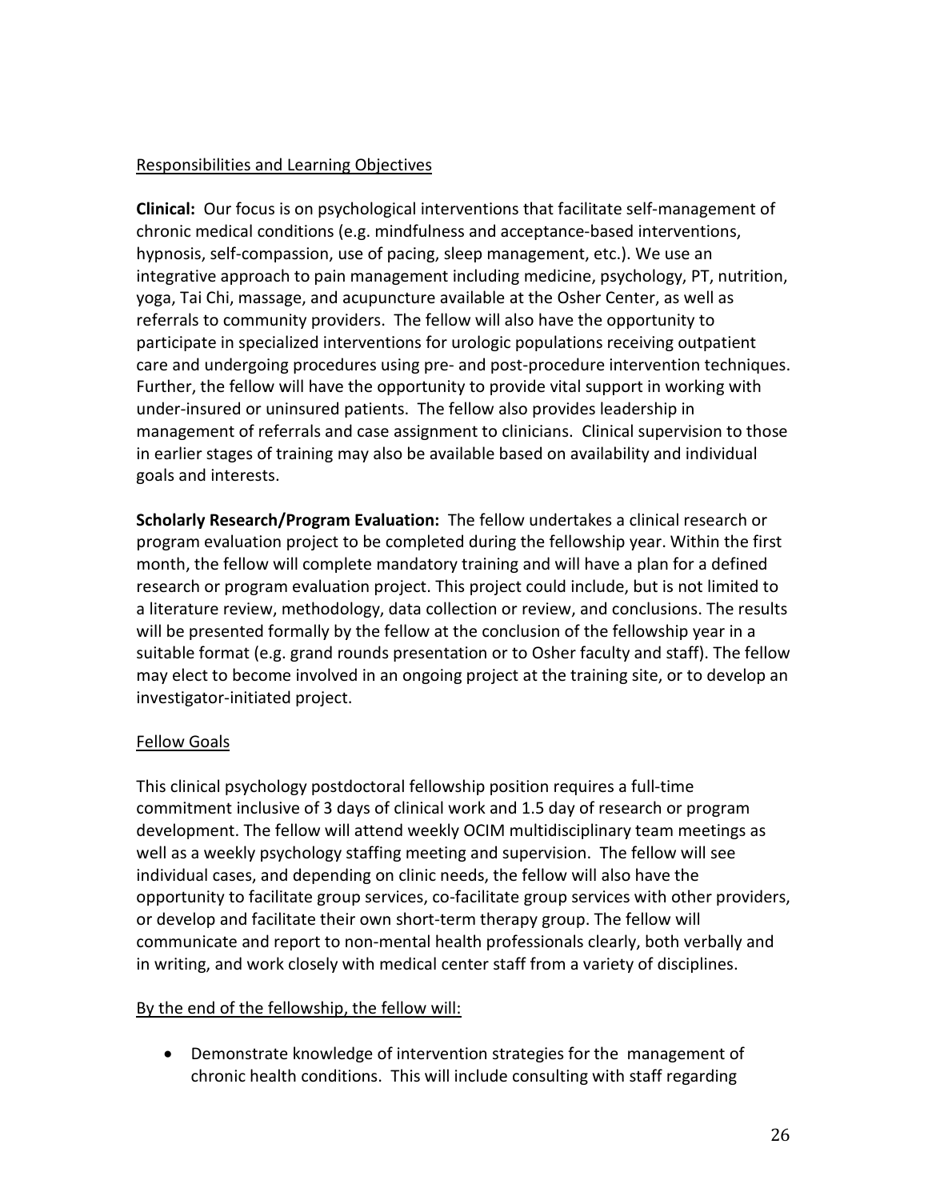Responsibilities and Learning Objectives

**Clinical:** Our focus is on psychological interventions that facilitate self-management of chronic medical conditions (e.g. mindfulness and acceptance-based interventions, hypnosis, self-compassion, use of pacing, sleep management, etc.). We use an integrative approach to pain management including medicine, psychology, PT, nutrition, yoga, Tai Chi, massage, and acupuncture available at the Osher Center, as well as referrals to community providers. The fellow will also have the opportunity to participate in specialized interventions for urologic populations receiving outpatient care and undergoing procedures using pre- and post-procedure intervention techniques. Further, the fellow will have the opportunity to provide vital support in working with under-insured or uninsured patients. The fellow also provides leadership in management of referrals and case assignment to clinicians. Clinical supervision to those in earlier stages of training may also be available based on availability and individual goals and interests.

**Scholarly Research/Program Evaluation:** The fellow undertakes a clinical research or program evaluation project to be completed during the fellowship year. Within the first month, the fellow will complete mandatory training and will have a plan for a defined research or program evaluation project. This project could include, but is not limited to a literature review, methodology, data collection or review, and conclusions. The results will be presented formally by the fellow at the conclusion of the fellowship year in a suitable format (e.g. grand rounds presentation or to Osher faculty and staff). The fellow may elect to become involved in an ongoing project at the training site, or to develop an investigator-initiated project.

Fellow Goals

This clinical psychology postdoctoral fellowship position requires a full-time commitment inclusive of 3 days of clinical work and 1.5 day of research or program development. The fellow will attend weekly OCIM multidisciplinary team meetings as well as a weekly psychology staffing meeting and supervision. The fellow will see individual cases, and depending on clinic needs, the fellow will also have the opportunity to facilitate group services, co-facilitate group services with other providers, or develop and facilitate their own short-term therapy group. The fellow will communicate and report to non-mental health professionals clearly, both verbally and in writing, and work closely with medical center staff from a variety of disciplines.

By the end of the fellowship, the fellow will:

- Demonstrate knowledge of intervention strategies for the management of chronic health conditions. This will include consulting with staff regarding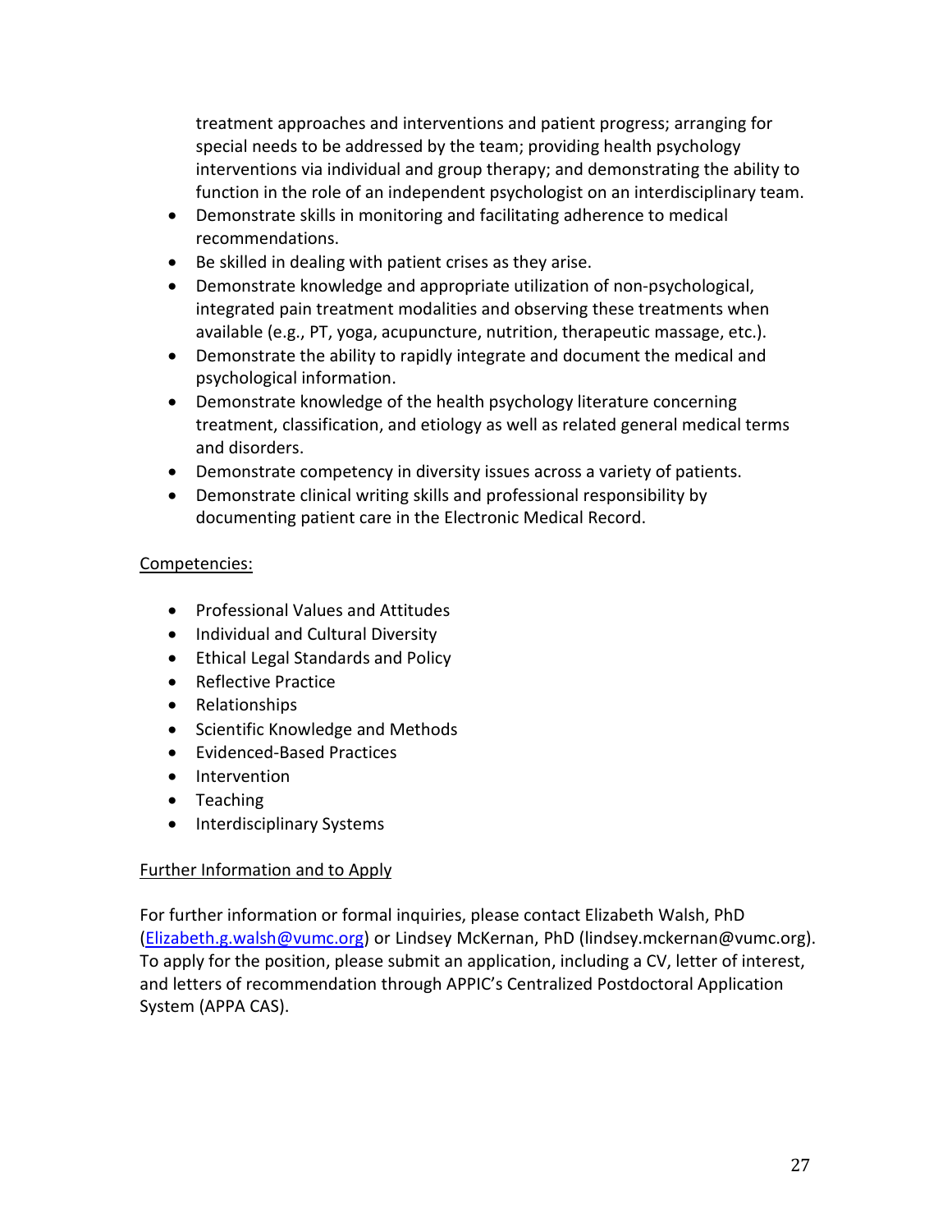treatment approaches and interventions and patient progress; arranging for special needs to be addressed by the team; providing health psychology interventions via individual and group therapy; and demonstrating the ability to function in the role of an independent psychologist on an interdisciplinary team.

- Demonstrate skills in monitoring and facilitating adherence to medical recommendations.
- Be skilled in dealing with patient crises as they arise.
- Demonstrate knowledge and appropriate utilization of non-psychological, integrated pain treatment modalities and observing these treatments when available (e.g., PT, yoga, acupuncture, nutrition, therapeutic massage, etc.).
- Demonstrate the ability to rapidly integrate and document the medical and psychological information.
- Demonstrate knowledge of the health psychology literature concerning treatment, classification, and etiology as well as related general medical terms and disorders.
- Demonstrate competency in diversity issues across a variety of patients.
- Demonstrate clinical writing skills and professional responsibility by documenting patient care in the Electronic Medical Record.

Competencies:

- Professional Values and Attitudes
- Individual and Cultural Diversity
- Ethical Legal Standards and Policy
- Reflective Practice
- Relationships
- Scientific Knowledge and Methods
- Evidenced-Based Practices
- Intervention
- Teaching
- Interdisciplinary Systems

Further Information and to Apply

For further information or formal inquiries, please contact Elizabeth Walsh, PhD (Elizabeth.g.walsh@vumc.org) or Lindsey McKernan, PhD (lindsey.mckernan@vumc.org). To apply for the position, please submit an application, including a CV, letter of interest, and letters of recommendation through APPIC's Centralized Postdoctoral Application System (APPA CAS).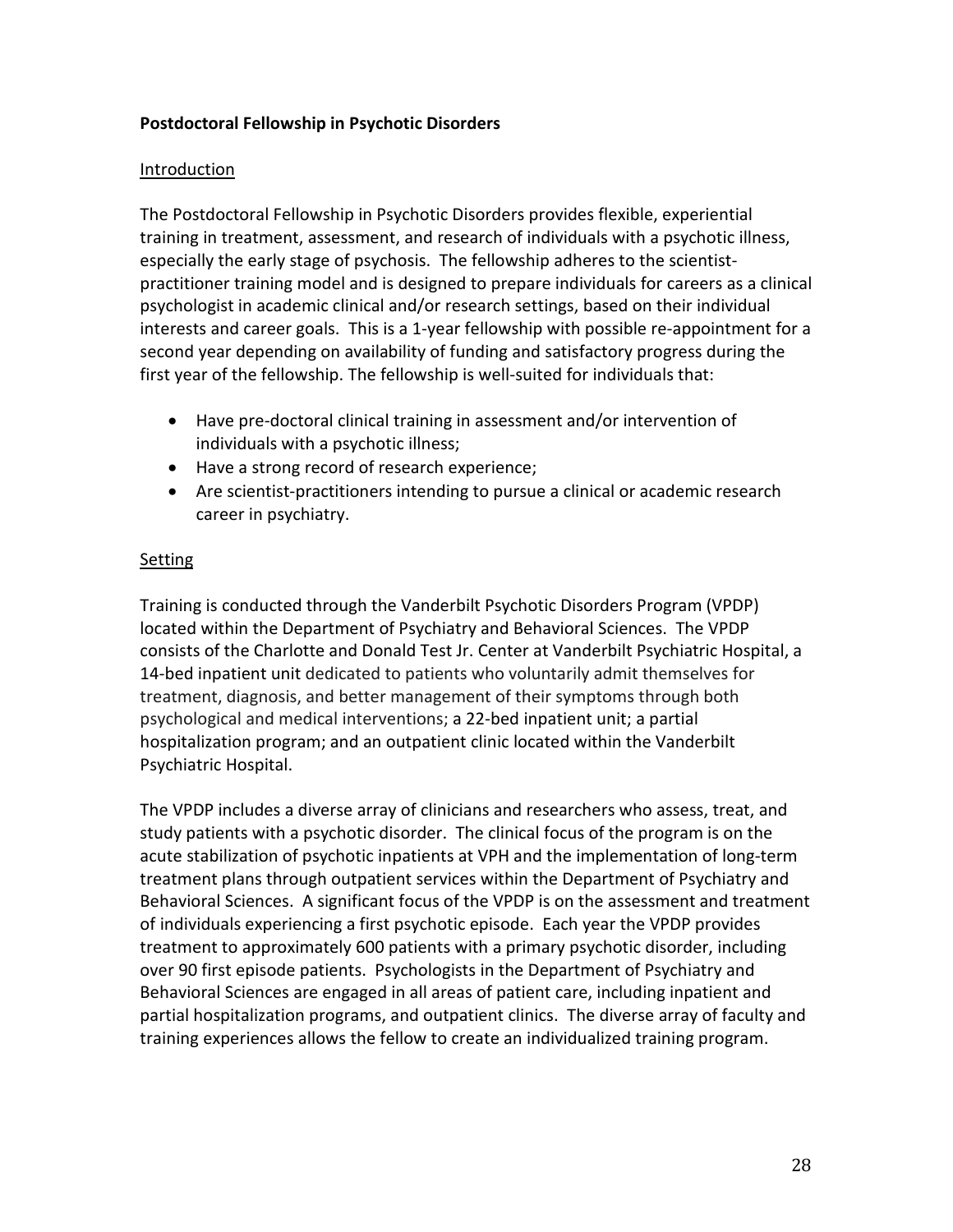**Postdoctoral Fellowship in Psychotic Disorders**

Introduction

The Postdoctoral Fellowship in Psychotic Disorders provides flexible, experiential training in treatment, assessment, and research of individuals with a psychotic illness, especially the early stage of psychosis. The fellowship adheres to the scientist-practitioner training model and is designed to prepare individuals for careers as a clinical psychologist in academic clinical and/or research settings, based on their individual interests and career goals. This is a 1-year fellowship with possible re-appointment for a second year depending on availability of funding and satisfactory progress during the first year of the fellowship. The fellowship is well-suited for individuals that:

- Have pre-doctoral clinical training in assessment and/or intervention of individuals with a psychotic illness;
- Have a strong record of research experience;
- Are scientist-practitioners intending to pursue a clinical or academic research career in psychiatry.

Setting

Training is conducted through the Vanderbilt Psychotic Disorders Program (VPDP) located within the Department of Psychiatry and Behavioral Sciences. The VPDP consists of the Charlotte and Donald Test Jr. Center at Vanderbilt Psychiatric Hospital, a 14-bed inpatient unit dedicated to patients who voluntarily admit themselves for treatment, diagnosis, and better management of their symptoms through both psychological and medical interventions; a 22-bed inpatient unit; a partial hospitalization program; and an outpatient clinic located within the Vanderbilt Psychiatric Hospital.

The VPDP includes a diverse array of clinicians and researchers who assess, treat, and study patients with a psychotic disorder. The clinical focus of the program is on the acute stabilization of psychotic inpatients at VPH and the implementation of long-term treatment plans through outpatient services within the Department of Psychiatry and Behavioral Sciences. A significant focus of the VPDP is on the assessment and treatment of individuals experiencing a first psychotic episode. Each year the VPDP provides treatment to approximately 600 patients with a primary psychotic disorder, including over 90 first episode patients. Psychologists in the Department of Psychiatry and Behavioral Sciences are engaged in all areas of patient care, including inpatient and partial hospitalization programs, and outpatient clinics. The diverse array of faculty and training experiences allows the fellow to create an individualized training program.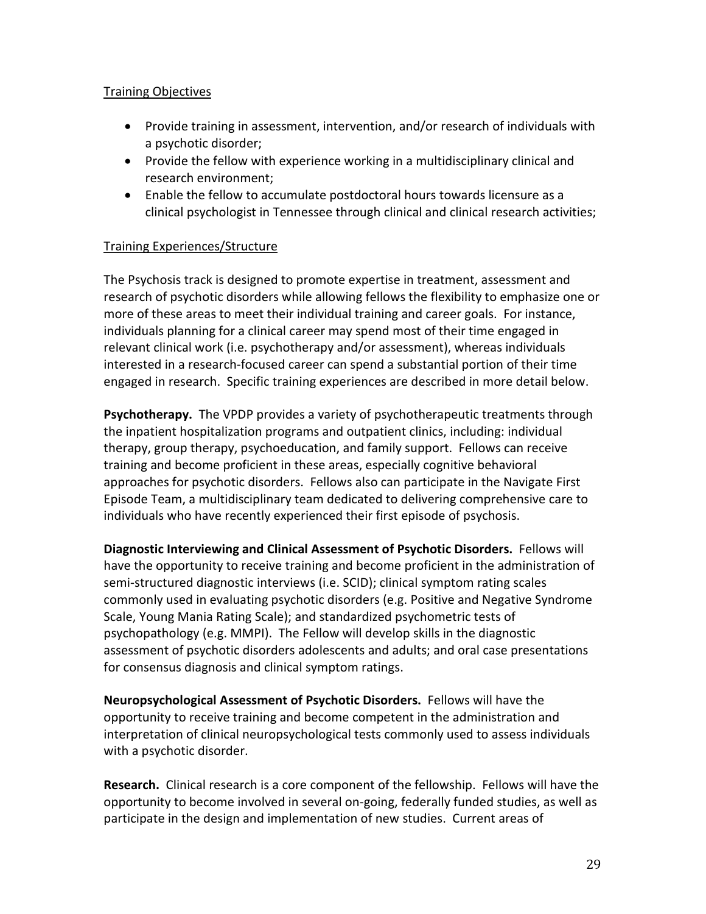Training Objectives

- Provide training in assessment, intervention, and/or research of individuals with a psychotic disorder;
- Provide the fellow with experience working in a multidisciplinary clinical and research environment;
- Enable the fellow to accumulate postdoctoral hours towards licensure as a clinical psychologist in Tennessee through clinical and clinical research activities;

Training Experiences/Structure

The Psychosis track is designed to promote expertise in treatment, assessment and research of psychotic disorders while allowing fellows the flexibility to emphasize one or more of these areas to meet their individual training and career goals. For instance, individuals planning for a clinical career may spend most of their time engaged in relevant clinical work (i.e. psychotherapy and/or assessment), whereas individuals interested in a research-focused career can spend a substantial portion of their time engaged in research. Specific training experiences are described in more detail below.

**Psychotherapy.** The VPDP provides a variety of psychotherapeutic treatments through the inpatient hospitalization programs and outpatient clinics, including: individual therapy, group therapy, psychoeducation, and family support. Fellows can receive training and become proficient in these areas, especially cognitive behavioral approaches for psychotic disorders. Fellows also can participate in the Navigate First Episode Team, a multidisciplinary team dedicated to delivering comprehensive care to individuals who have recently experienced their first episode of psychosis.

**Diagnostic Interviewing and Clinical Assessment of Psychotic Disorders.** Fellows will have the opportunity to receive training and become proficient in the administration of semi-structured diagnostic interviews (i.e. SCID); clinical symptom rating scales commonly used in evaluating psychotic disorders (e.g. Positive and Negative Syndrome Scale, Young Mania Rating Scale); and standardized psychometric tests of psychopathology (e.g. MMPI). The Fellow will develop skills in the diagnostic assessment of psychotic disorders adolescents and adults; and oral case presentations for consensus diagnosis and clinical symptom ratings.

**Neuropsychological Assessment of Psychotic Disorders.** Fellows will have the opportunity to receive training and become competent in the administration and interpretation of clinical neuropsychological tests commonly used to assess individuals with a psychotic disorder.

**Research.** Clinical research is a core component of the fellowship. Fellows will have the opportunity to become involved in several on-going, federally funded studies, as well as participate in the design and implementation of new studies. Current areas of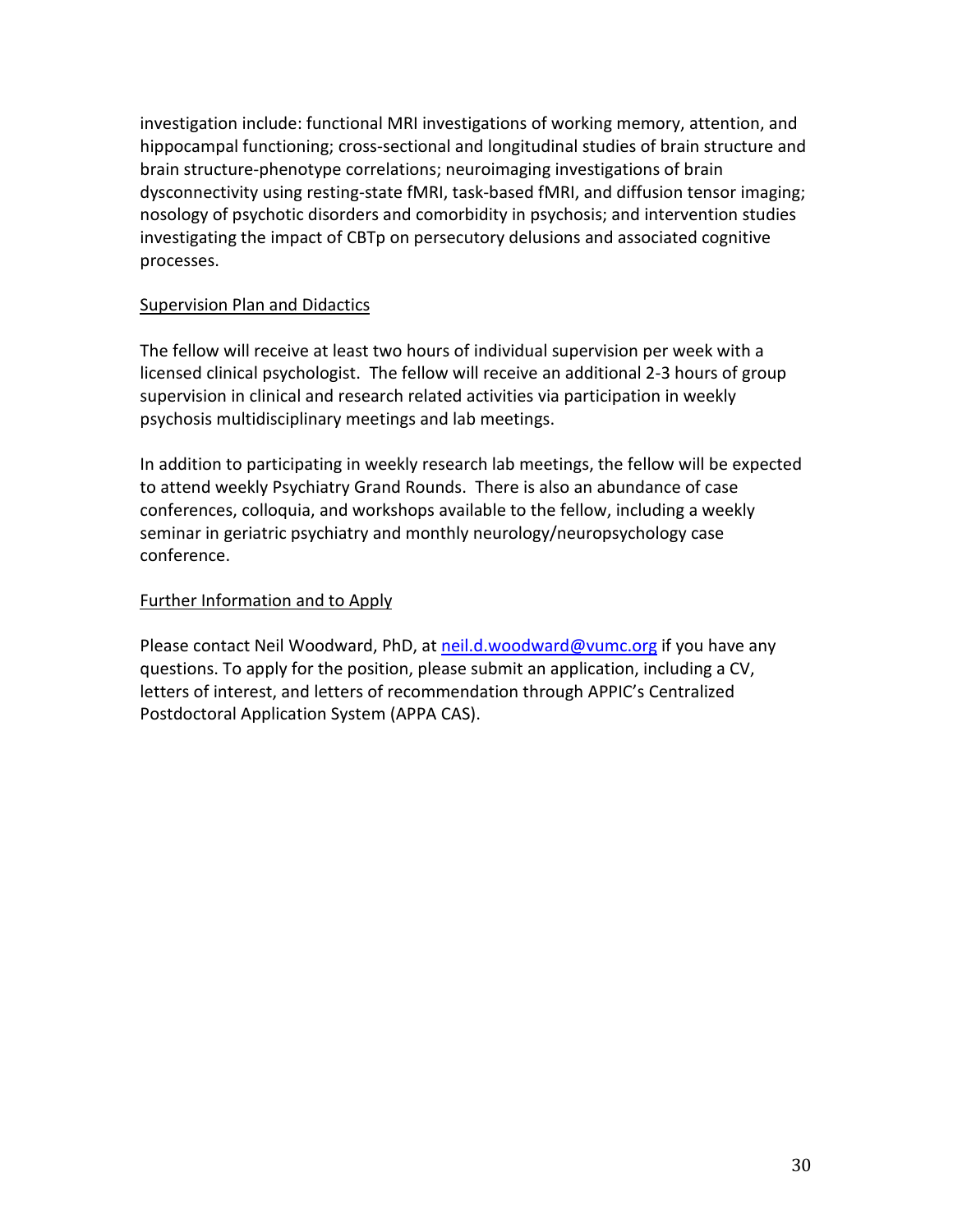investigation include: functional MRI investigations of working memory, attention, and hippocampal functioning; cross-sectional and longitudinal studies of brain structure and brain structure-phenotype correlations; neuroimaging investigations of brain dysconnectivity using resting-state fMRI, task-based fMRI, and diffusion tensor imaging; nosology of psychotic disorders and comorbidity in psychosis; and intervention studies investigating the impact of CBTp on persecutory delusions and associated cognitive processes.

<u>Supervision Plan and Didactics</u>

The fellow will receive at least two hours of individual supervision per week with a licensed clinical psychologist. The fellow will receive an additional 2-3 hours of group supervision in clinical and research related activities via participation in weekly psychosis multidisciplinary meetings and lab meetings.

In addition to participating in weekly research lab meetings, the fellow will be expected to attend weekly Psychiatry Grand Rounds. There is also an abundance of case conferences, colloquia, and workshops available to the fellow, including a weekly seminar in geriatric psychiatry and monthly neurology/neuropsychology case conference.

<u>Further Information and to Apply</u>

Please contact Neil Woodward, PhD, at neil.d.woodward@vumc.org if you have any questions. To apply for the position, please submit an application, including a CV, letters of interest, and letters of recommendation through APPIC's Centralized Postdoctoral Application System (APPA CAS).